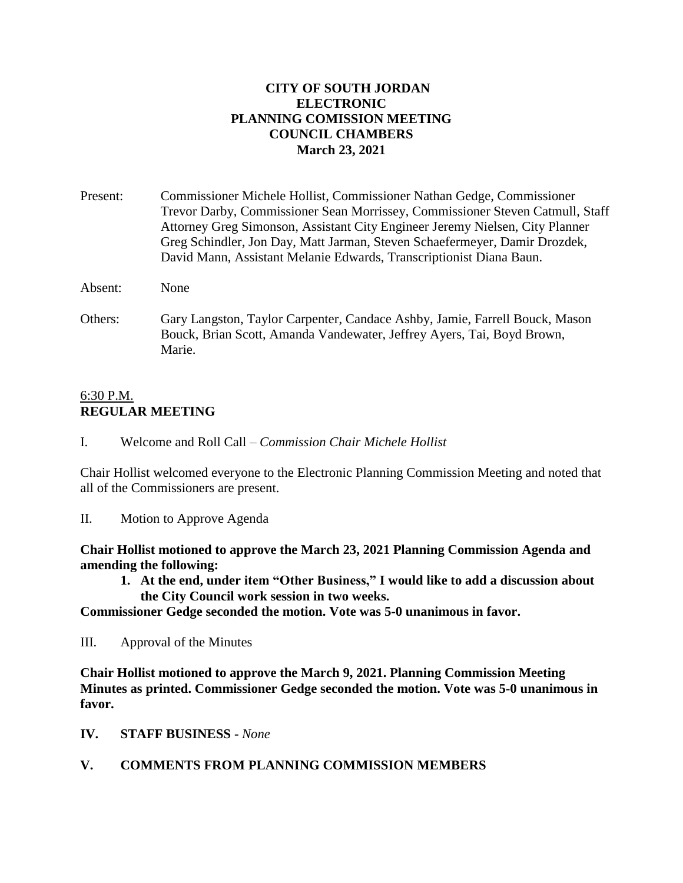**CITY OF SOUTH JORDAN**
**ELECTRONIC**
**PLANNING COMISSION MEETING**
**COUNCIL CHAMBERS**
**March 23, 2021**

Present: Commissioner Michele Hollist, Commissioner Nathan Gedge, Commissioner Trevor Darby, Commissioner Sean Morrissey, Commissioner Steven Catmull, Staff Attorney Greg Simonson, Assistant City Engineer Jeremy Nielsen, City Planner Greg Schindler, Jon Day, Matt Jarman, Steven Schaefermeyer, Damir Drozdek, David Mann, Assistant Melanie Edwards, Transcriptionist Diana Baun.

Absent: None

Others: Gary Langston, Taylor Carpenter, Candace Ashby, Jamie, Farrell Bouck, Mason Bouck, Brian Scott, Amanda Vandewater, Jeffrey Ayers, Tai, Boyd Brown, Marie.

6:30 P.M.
**REGULAR MEETING**

I. Welcome and Roll Call – *Commission Chair Michele Hollist*

Chair Hollist welcomed everyone to the Electronic Planning Commission Meeting and noted that all of the Commissioners are present.

II. Motion to Approve Agenda

**Chair Hollist motioned to approve the March 23, 2021 Planning Commission Agenda and amending the following:**

1. **At the end, under item "Other Business," I would like to add a discussion about the City Council work session in two weeks.**

**Commissioner Gedge seconded the motion. Vote was 5-0 unanimous in favor.**

III. Approval of the Minutes

**Chair Hollist motioned to approve the March 9, 2021. Planning Commission Meeting Minutes as printed. Commissioner Gedge seconded the motion. Vote was 5-0 unanimous in favor.**

**IV. STAFF BUSINESS -** *None*

**V. COMMENTS FROM PLANNING COMMISSION MEMBERS**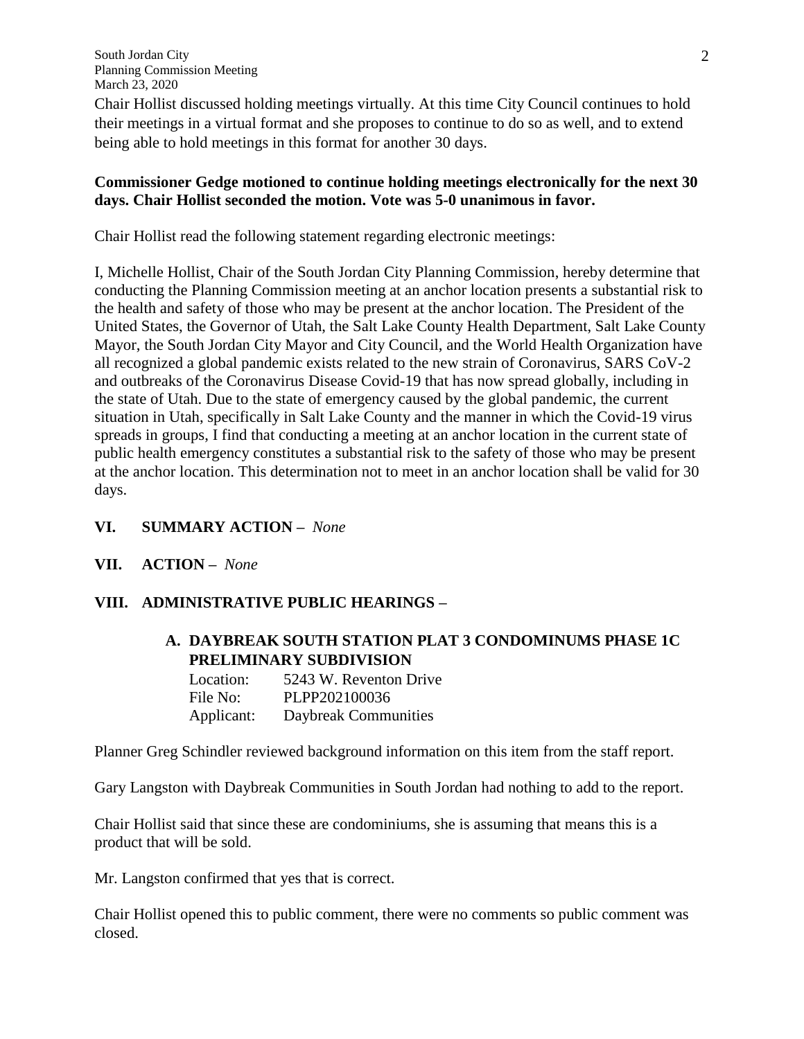Chair Hollist discussed holding meetings virtually. At this time City Council continues to hold their meetings in a virtual format and she proposes to continue to do so as well, and to extend being able to hold meetings in this format for another 30 days.

**Commissioner Gedge motioned to continue holding meetings electronically for the next 30 days. Chair Hollist seconded the motion. Vote was 5-0 unanimous in favor.**

Chair Hollist read the following statement regarding electronic meetings:

I, Michelle Hollist, Chair of the South Jordan City Planning Commission, hereby determine that conducting the Planning Commission meeting at an anchor location presents a substantial risk to the health and safety of those who may be present at the anchor location. The President of the United States, the Governor of Utah, the Salt Lake County Health Department, Salt Lake County Mayor, the South Jordan City Mayor and City Council, and the World Health Organization have all recognized a global pandemic exists related to the new strain of Coronavirus, SARS CoV-2 and outbreaks of the Coronavirus Disease Covid-19 that has now spread globally, including in the state of Utah. Due to the state of emergency caused by the global pandemic, the current situation in Utah, specifically in Salt Lake County and the manner in which the Covid-19 virus spreads in groups, I find that conducting a meeting at an anchor location in the current state of public health emergency constitutes a substantial risk to the safety of those who may be present at the anchor location. This determination not to meet in an anchor location shall be valid for 30 days.

## VI. SUMMARY ACTION – *None*

## VII. ACTION – *None*

## VIII. ADMINISTRATIVE PUBLIC HEARINGS –

### A. DAYBREAK SOUTH STATION PLAT 3 CONDOMINUMS PHASE 1C PRELIMINARY SUBDIVISION

Location: 5243 W. Reventon Drive
File No: PLPP202100036
Applicant: Daybreak Communities

Planner Greg Schindler reviewed background information on this item from the staff report.

Gary Langston with Daybreak Communities in South Jordan had nothing to add to the report.

Chair Hollist said that since these are condominiums, she is assuming that means this is a product that will be sold.

Mr. Langston confirmed that yes that is correct.

Chair Hollist opened this to public comment, there were no comments so public comment was closed.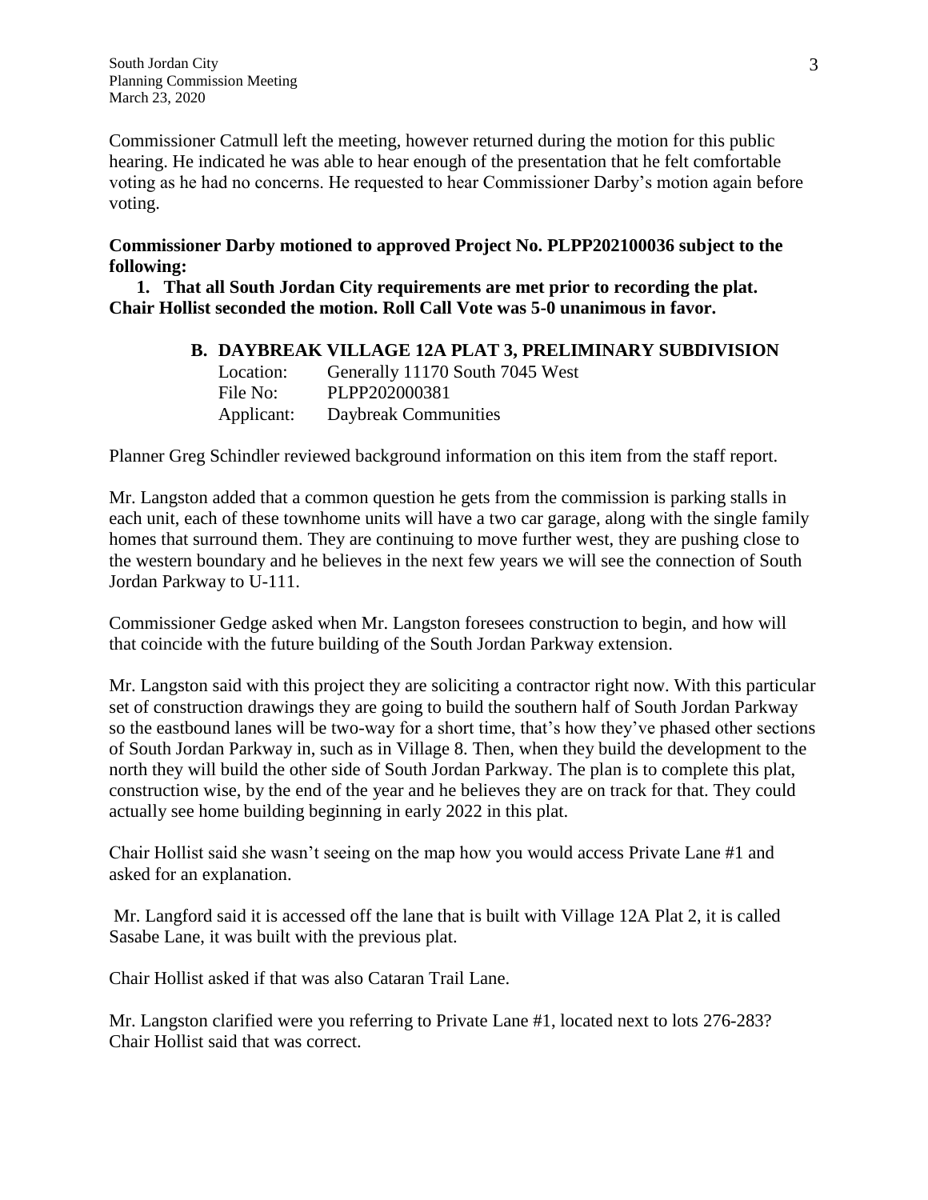Commissioner Catmull left the meeting, however returned during the motion for this public hearing. He indicated he was able to hear enough of the presentation that he felt comfortable voting as he had no concerns. He requested to hear Commissioner Darby's motion again before voting.

**Commissioner Darby motioned to approved Project No. PLPP202100036 subject to the following:**

1. **That all South Jordan City requirements are met prior to recording the plat.**

**Chair Hollist seconded the motion. Roll Call Vote was 5-0 unanimous in favor.**

**B. DAYBREAK VILLAGE 12A PLAT 3, PRELIMINARY SUBDIVISION**

Location: Generally 11170 South 7045 West
File No: PLPP202000381
Applicant: Daybreak Communities

Planner Greg Schindler reviewed background information on this item from the staff report.

Mr. Langston added that a common question he gets from the commission is parking stalls in each unit, each of these townhome units will have a two car garage, along with the single family homes that surround them. They are continuing to move further west, they are pushing close to the western boundary and he believes in the next few years we will see the connection of South Jordan Parkway to U-111.

Commissioner Gedge asked when Mr. Langston foresees construction to begin, and how will that coincide with the future building of the South Jordan Parkway extension.

Mr. Langston said with this project they are soliciting a contractor right now. With this particular set of construction drawings they are going to build the southern half of South Jordan Parkway so the eastbound lanes will be two-way for a short time, that's how they've phased other sections of South Jordan Parkway in, such as in Village 8. Then, when they build the development to the north they will build the other side of South Jordan Parkway. The plan is to complete this plat, construction wise, by the end of the year and he believes they are on track for that. They could actually see home building beginning in early 2022 in this plat.

Chair Hollist said she wasn't seeing on the map how you would access Private Lane #1 and asked for an explanation.

Mr. Langford said it is accessed off the lane that is built with Village 12A Plat 2, it is called Sasabe Lane, it was built with the previous plat.

Chair Hollist asked if that was also Cataran Trail Lane.

Mr. Langston clarified were you referring to Private Lane #1, located next to lots 276-283? Chair Hollist said that was correct.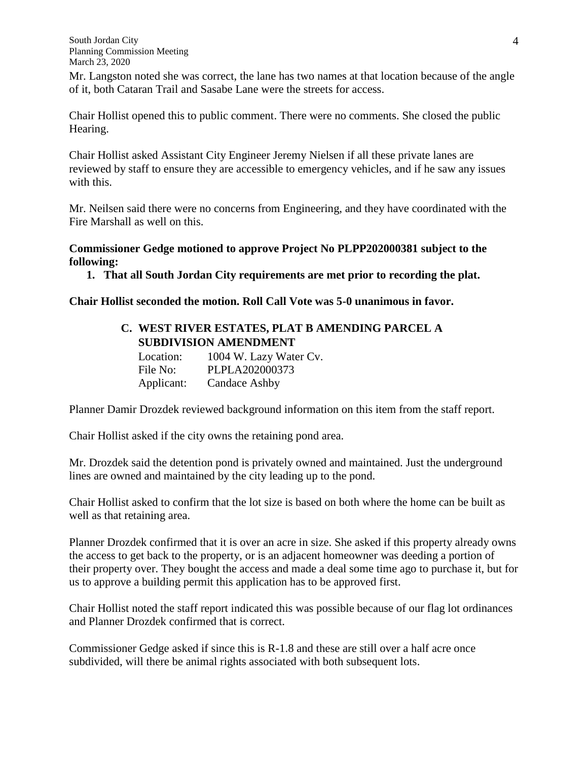Mr. Langston noted she was correct, the lane has two names at that location because of the angle of it, both Cataran Trail and Sasabe Lane were the streets for access.

Chair Hollist opened this to public comment. There were no comments. She closed the public Hearing.

Chair Hollist asked Assistant City Engineer Jeremy Nielsen if all these private lanes are reviewed by staff to ensure they are accessible to emergency vehicles, and if he saw any issues with this.

Mr. Neilsen said there were no concerns from Engineering, and they have coordinated with the Fire Marshall as well on this.

**Commissioner Gedge motioned to approve Project No PLPP202000381 subject to the following:**

1. **That all South Jordan City requirements are met prior to recording the plat.**

**Chair Hollist seconded the motion. Roll Call Vote was 5-0 unanimous in favor.**

### C. WEST RIVER ESTATES, PLAT B AMENDING PARCEL A SUBDIVISION AMENDMENT

Location: 1004 W. Lazy Water Cv.
File No: PLPLA202000373
Applicant: Candace Ashby

Planner Damir Drozdek reviewed background information on this item from the staff report.

Chair Hollist asked if the city owns the retaining pond area.

Mr. Drozdek said the detention pond is privately owned and maintained. Just the underground lines are owned and maintained by the city leading up to the pond.

Chair Hollist asked to confirm that the lot size is based on both where the home can be built as well as that retaining area.

Planner Drozdek confirmed that it is over an acre in size. She asked if this property already owns the access to get back to the property, or is an adjacent homeowner was deeding a portion of their property over. They bought the access and made a deal some time ago to purchase it, but for us to approve a building permit this application has to be approved first.

Chair Hollist noted the staff report indicated this was possible because of our flag lot ordinances and Planner Drozdek confirmed that is correct.

Commissioner Gedge asked if since this is R-1.8 and these are still over a half acre once subdivided, will there be animal rights associated with both subsequent lots.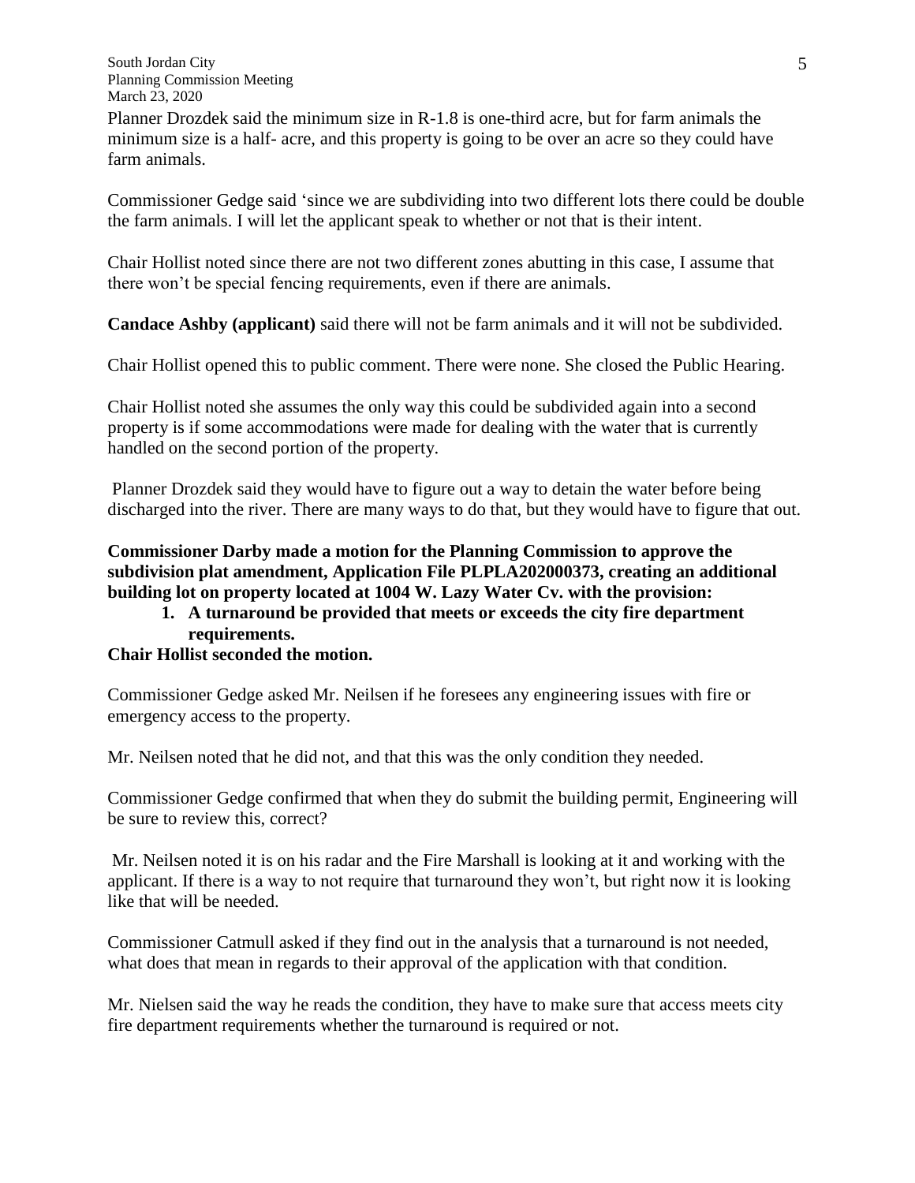Planner Drozdek said the minimum size in R-1.8 is one-third acre, but for farm animals the minimum size is a half- acre, and this property is going to be over an acre so they could have farm animals.

Commissioner Gedge said 'since we are subdividing into two different lots there could be double the farm animals. I will let the applicant speak to whether or not that is their intent.

Chair Hollist noted since there are not two different zones abutting in this case, I assume that there won't be special fencing requirements, even if there are animals.

**Candace Ashby (applicant)** said there will not be farm animals and it will not be subdivided.

Chair Hollist opened this to public comment. There were none. She closed the Public Hearing.

Chair Hollist noted she assumes the only way this could be subdivided again into a second property is if some accommodations were made for dealing with the water that is currently handled on the second portion of the property.

Planner Drozdek said they would have to figure out a way to detain the water before being discharged into the river. There are many ways to do that, but they would have to figure that out.

**Commissioner Darby made a motion for the Planning Commission to approve the subdivision plat amendment, Application File PLPLA202000373, creating an additional building lot on property located at 1004 W. Lazy Water Cv. with the provision:**

1. **A turnaround be provided that meets or exceeds the city fire department requirements.**

**Chair Hollist seconded the motion.**

Commissioner Gedge asked Mr. Neilsen if he foresees any engineering issues with fire or emergency access to the property.

Mr. Neilsen noted that he did not, and that this was the only condition they needed.

Commissioner Gedge confirmed that when they do submit the building permit, Engineering will be sure to review this, correct?

Mr. Neilsen noted it is on his radar and the Fire Marshall is looking at it and working with the applicant. If there is a way to not require that turnaround they won't, but right now it is looking like that will be needed.

Commissioner Catmull asked if they find out in the analysis that a turnaround is not needed, what does that mean in regards to their approval of the application with that condition.

Mr. Nielsen said the way he reads the condition, they have to make sure that access meets city fire department requirements whether the turnaround is required or not.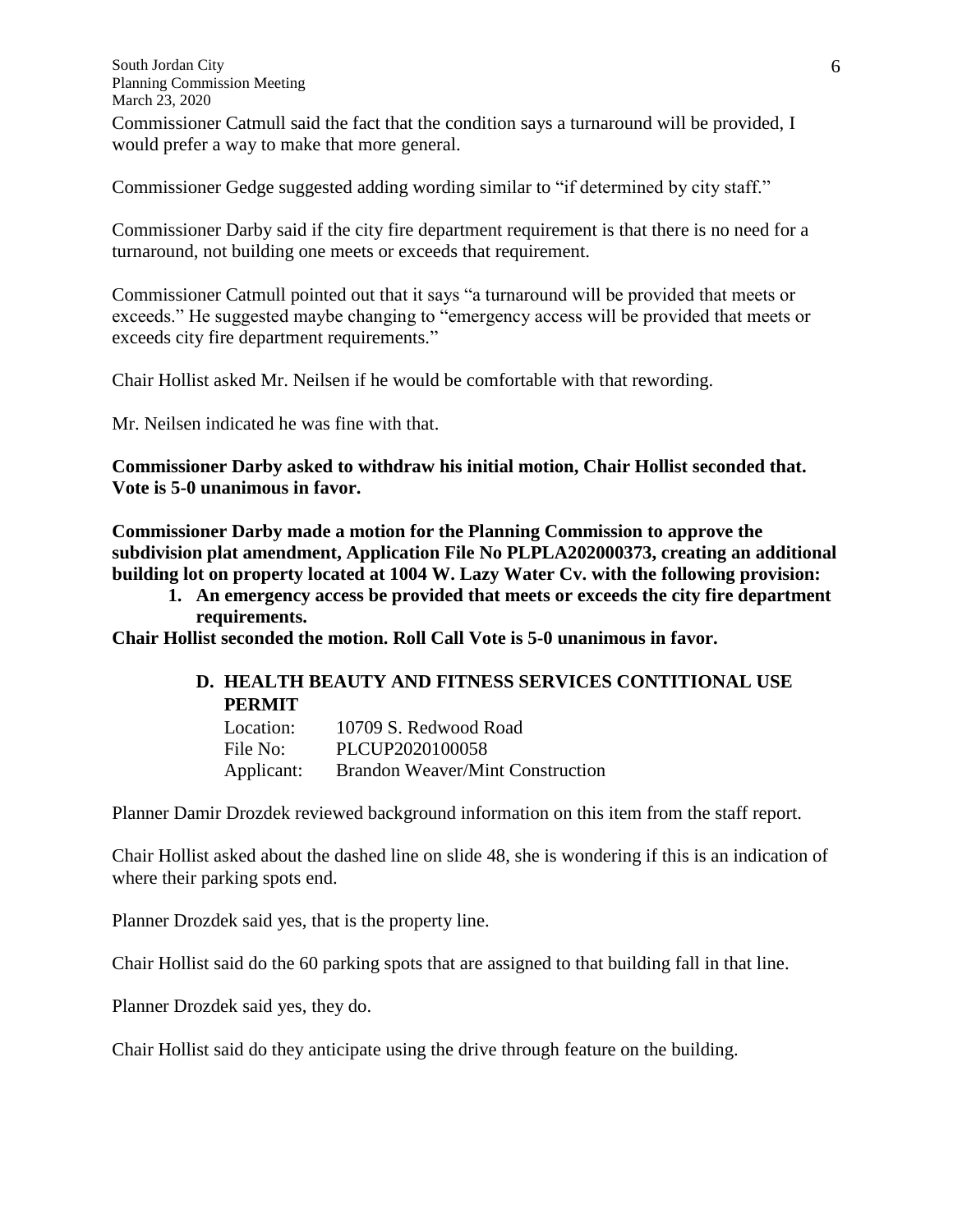Commissioner Catmull said the fact that the condition says a turnaround will be provided, I would prefer a way to make that more general.

Commissioner Gedge suggested adding wording similar to "if determined by city staff."

Commissioner Darby said if the city fire department requirement is that there is no need for a turnaround, not building one meets or exceeds that requirement.

Commissioner Catmull pointed out that it says "a turnaround will be provided that meets or exceeds." He suggested maybe changing to "emergency access will be provided that meets or exceeds city fire department requirements."

Chair Hollist asked Mr. Neilsen if he would be comfortable with that rewording.

Mr. Neilsen indicated he was fine with that.

**Commissioner Darby asked to withdraw his initial motion, Chair Hollist seconded that. Vote is 5-0 unanimous in favor.**

**Commissioner Darby made a motion for the Planning Commission to approve the subdivision plat amendment, Application File No PLPLA202000373, creating an additional building lot on property located at 1004 W. Lazy Water Cv. with the following provision:**

1. **An emergency access be provided that meets or exceeds the city fire department requirements.**

**Chair Hollist seconded the motion. Roll Call Vote is 5-0 unanimous in favor.**

**D. HEALTH BEAUTY AND FITNESS SERVICES CONTITIONAL USE PERMIT**

Location: 10709 S. Redwood Road
File No: PLCUP2020100058
Applicant: Brandon Weaver/Mint Construction

Planner Damir Drozdek reviewed background information on this item from the staff report.

Chair Hollist asked about the dashed line on slide 48, she is wondering if this is an indication of where their parking spots end.

Planner Drozdek said yes, that is the property line.

Chair Hollist said do the 60 parking spots that are assigned to that building fall in that line.

Planner Drozdek said yes, they do.

Chair Hollist said do they anticipate using the drive through feature on the building.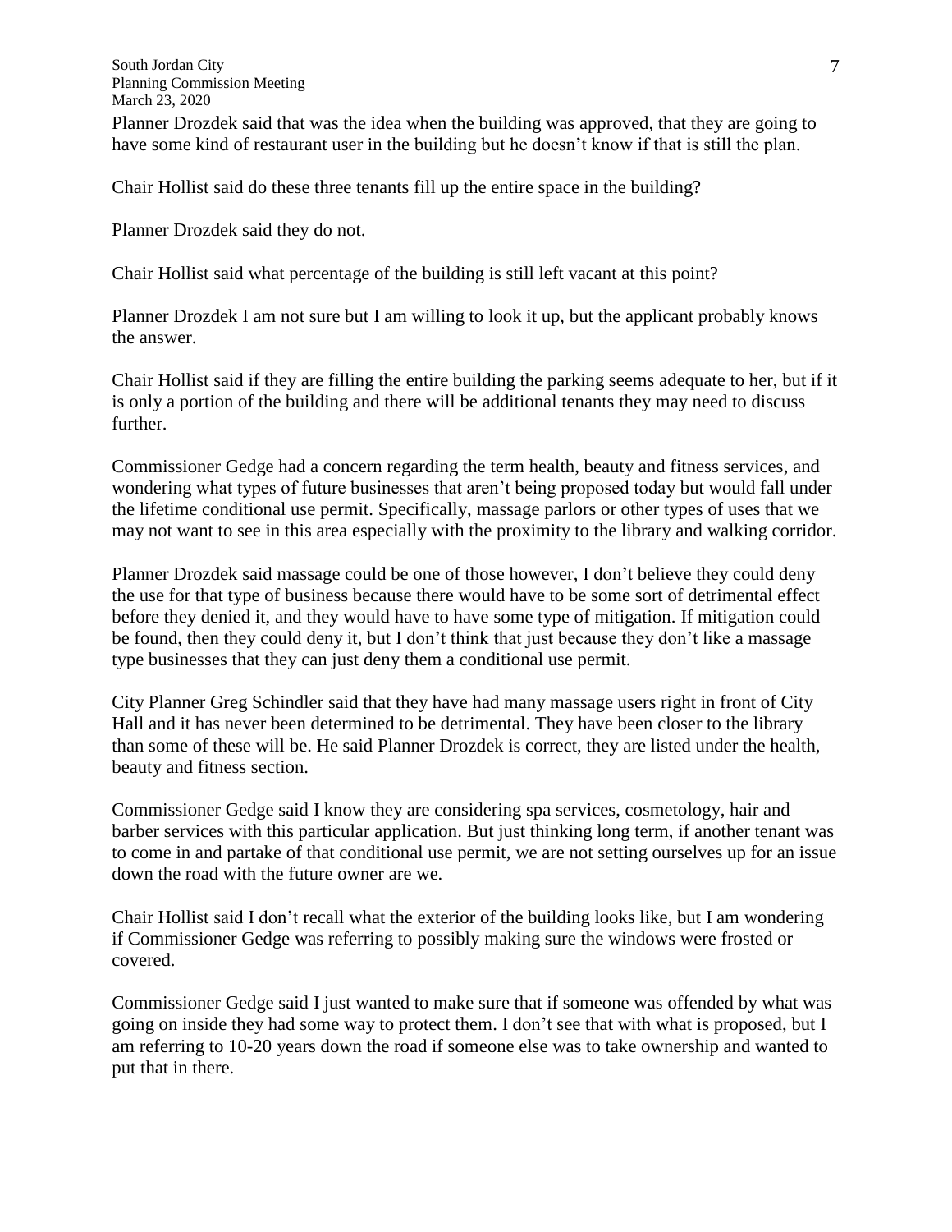Planner Drozdek said that was the idea when the building was approved, that they are going to have some kind of restaurant user in the building but he doesn't know if that is still the plan.

Chair Hollist said do these three tenants fill up the entire space in the building?

Planner Drozdek said they do not.

Chair Hollist said what percentage of the building is still left vacant at this point?

Planner Drozdek I am not sure but I am willing to look it up, but the applicant probably knows the answer.

Chair Hollist said if they are filling the entire building the parking seems adequate to her, but if it is only a portion of the building and there will be additional tenants they may need to discuss further.

Commissioner Gedge had a concern regarding the term health, beauty and fitness services, and wondering what types of future businesses that aren't being proposed today but would fall under the lifetime conditional use permit. Specifically, massage parlors or other types of uses that we may not want to see in this area especially with the proximity to the library and walking corridor.

Planner Drozdek said massage could be one of those however, I don't believe they could deny the use for that type of business because there would have to be some sort of detrimental effect before they denied it, and they would have to have some type of mitigation. If mitigation could be found, then they could deny it, but I don't think that just because they don't like a massage type businesses that they can just deny them a conditional use permit.

City Planner Greg Schindler said that they have had many massage users right in front of City Hall and it has never been determined to be detrimental. They have been closer to the library than some of these will be. He said Planner Drozdek is correct, they are listed under the health, beauty and fitness section.

Commissioner Gedge said I know they are considering spa services, cosmetology, hair and barber services with this particular application. But just thinking long term, if another tenant was to come in and partake of that conditional use permit, we are not setting ourselves up for an issue down the road with the future owner are we.

Chair Hollist said I don't recall what the exterior of the building looks like, but I am wondering if Commissioner Gedge was referring to possibly making sure the windows were frosted or covered.

Commissioner Gedge said I just wanted to make sure that if someone was offended by what was going on inside they had some way to protect them. I don't see that with what is proposed, but I am referring to 10-20 years down the road if someone else was to take ownership and wanted to put that in there.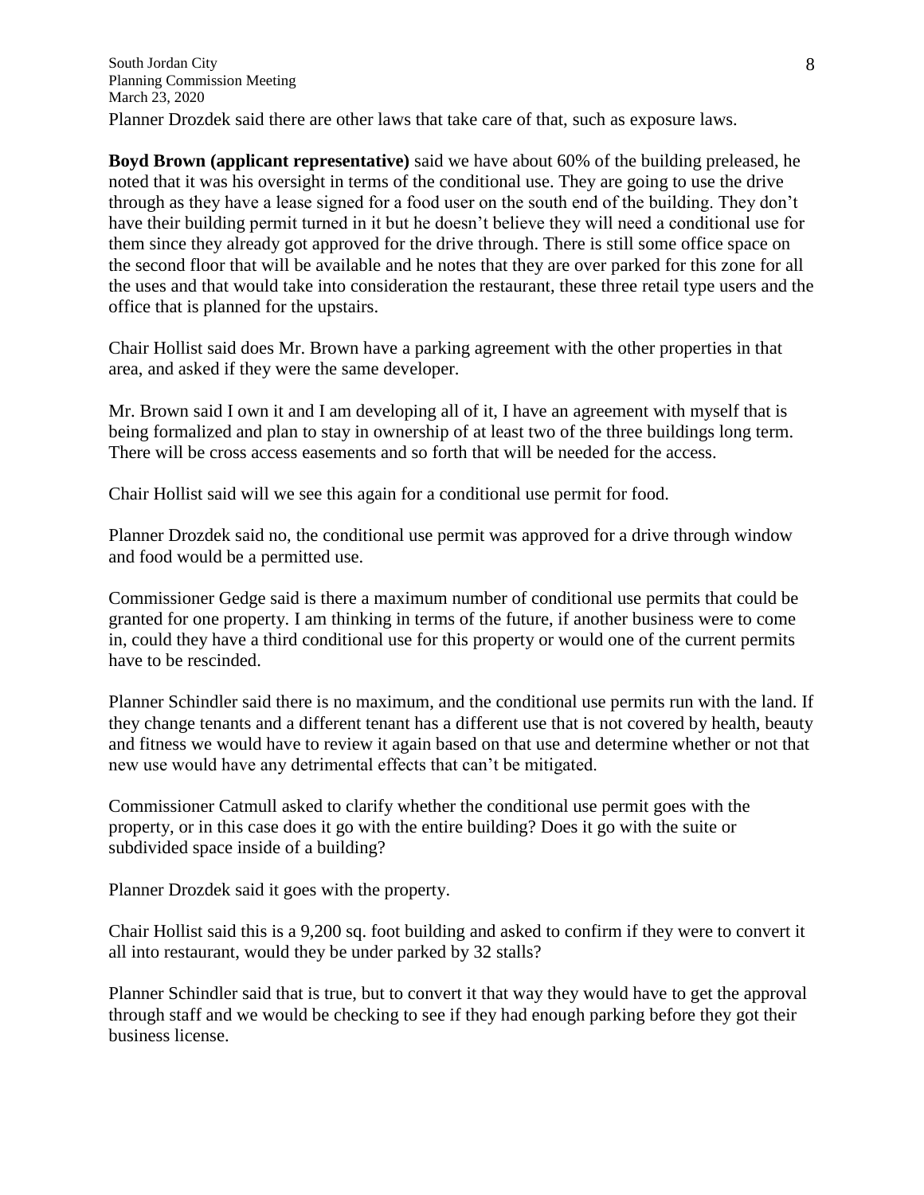Planner Drozdek said there are other laws that take care of that, such as exposure laws.

**Boyd Brown (applicant representative)** said we have about 60% of the building preleased, he noted that it was his oversight in terms of the conditional use. They are going to use the drive through as they have a lease signed for a food user on the south end of the building. They don't have their building permit turned in it but he doesn't believe they will need a conditional use for them since they already got approved for the drive through. There is still some office space on the second floor that will be available and he notes that they are over parked for this zone for all the uses and that would take into consideration the restaurant, these three retail type users and the office that is planned for the upstairs.

Chair Hollist said does Mr. Brown have a parking agreement with the other properties in that area, and asked if they were the same developer.

Mr. Brown said I own it and I am developing all of it, I have an agreement with myself that is being formalized and plan to stay in ownership of at least two of the three buildings long term. There will be cross access easements and so forth that will be needed for the access.

Chair Hollist said will we see this again for a conditional use permit for food.

Planner Drozdek said no, the conditional use permit was approved for a drive through window and food would be a permitted use.

Commissioner Gedge said is there a maximum number of conditional use permits that could be granted for one property. I am thinking in terms of the future, if another business were to come in, could they have a third conditional use for this property or would one of the current permits have to be rescinded.

Planner Schindler said there is no maximum, and the conditional use permits run with the land. If they change tenants and a different tenant has a different use that is not covered by health, beauty and fitness we would have to review it again based on that use and determine whether or not that new use would have any detrimental effects that can't be mitigated.

Commissioner Catmull asked to clarify whether the conditional use permit goes with the property, or in this case does it go with the entire building? Does it go with the suite or subdivided space inside of a building?

Planner Drozdek said it goes with the property.

Chair Hollist said this is a 9,200 sq. foot building and asked to confirm if they were to convert it all into restaurant, would they be under parked by 32 stalls?

Planner Schindler said that is true, but to convert it that way they would have to get the approval through staff and we would be checking to see if they had enough parking before they got their business license.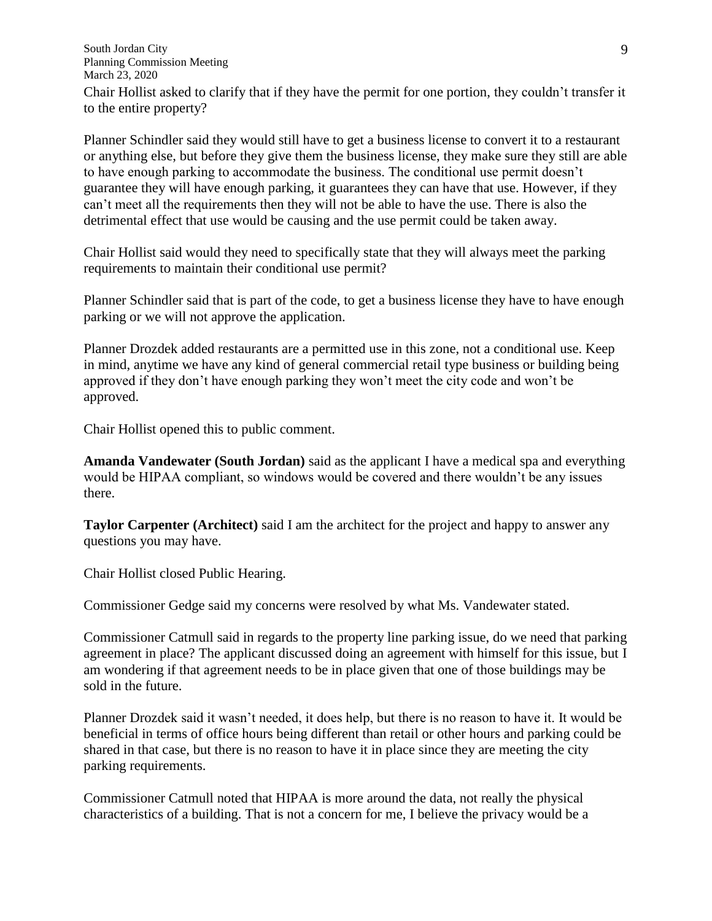Chair Hollist asked to clarify that if they have the permit for one portion, they couldn't transfer it to the entire property?

Planner Schindler said they would still have to get a business license to convert it to a restaurant or anything else, but before they give them the business license, they make sure they still are able to have enough parking to accommodate the business. The conditional use permit doesn't guarantee they will have enough parking, it guarantees they can have that use. However, if they can't meet all the requirements then they will not be able to have the use. There is also the detrimental effect that use would be causing and the use permit could be taken away.

Chair Hollist said would they need to specifically state that they will always meet the parking requirements to maintain their conditional use permit?

Planner Schindler said that is part of the code, to get a business license they have to have enough parking or we will not approve the application.

Planner Drozdek added restaurants are a permitted use in this zone, not a conditional use. Keep in mind, anytime we have any kind of general commercial retail type business or building being approved if they don't have enough parking they won't meet the city code and won't be approved.

Chair Hollist opened this to public comment.

**Amanda Vandewater (South Jordan)** said as the applicant I have a medical spa and everything would be HIPAA compliant, so windows would be covered and there wouldn't be any issues there.

**Taylor Carpenter (Architect)** said I am the architect for the project and happy to answer any questions you may have.

Chair Hollist closed Public Hearing.

Commissioner Gedge said my concerns were resolved by what Ms. Vandewater stated.

Commissioner Catmull said in regards to the property line parking issue, do we need that parking agreement in place? The applicant discussed doing an agreement with himself for this issue, but I am wondering if that agreement needs to be in place given that one of those buildings may be sold in the future.

Planner Drozdek said it wasn't needed, it does help, but there is no reason to have it. It would be beneficial in terms of office hours being different than retail or other hours and parking could be shared in that case, but there is no reason to have it in place since they are meeting the city parking requirements.

Commissioner Catmull noted that HIPAA is more around the data, not really the physical characteristics of a building. That is not a concern for me, I believe the privacy would be a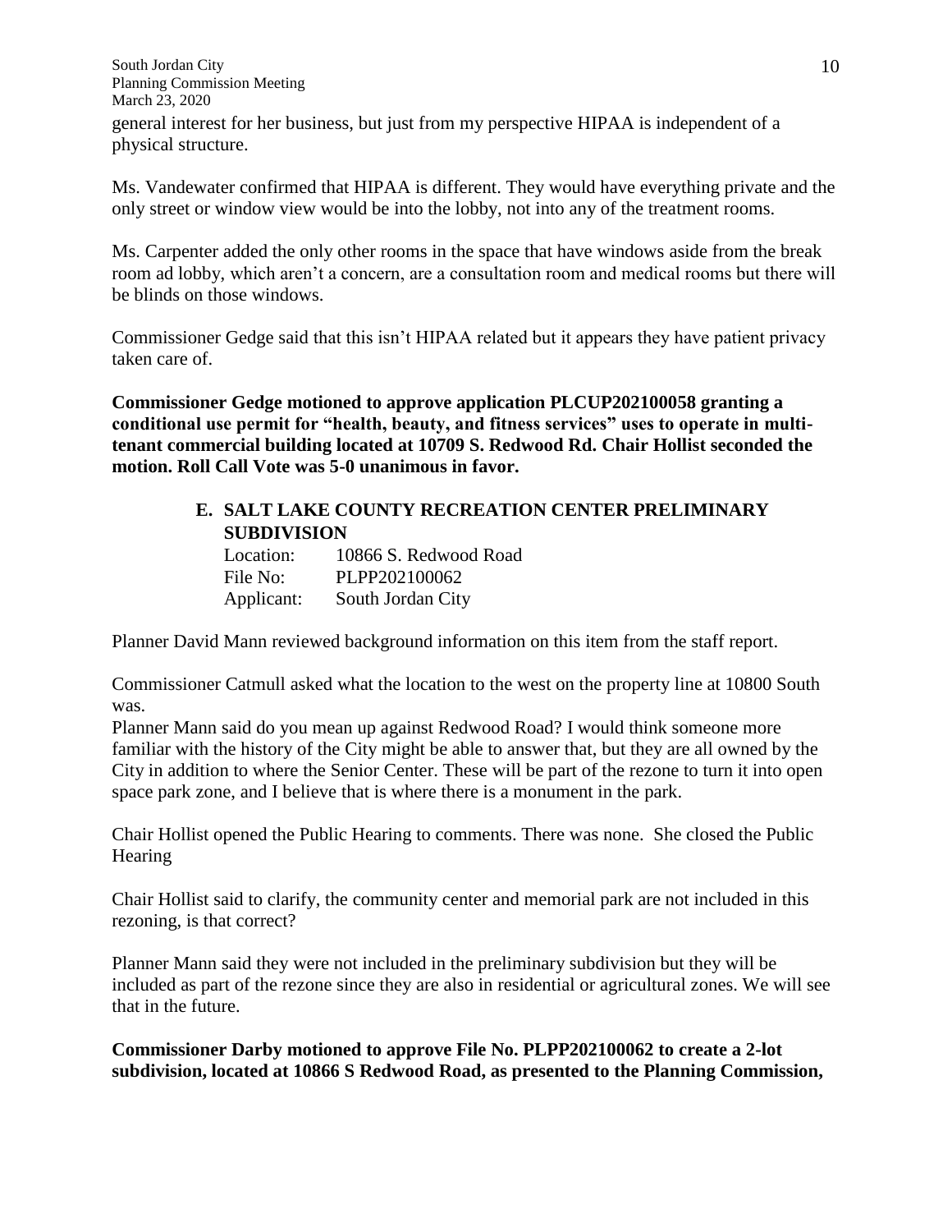general interest for her business, but just from my perspective HIPAA is independent of a physical structure.

Ms. Vandewater confirmed that HIPAA is different. They would have everything private and the only street or window view would be into the lobby, not into any of the treatment rooms.

Ms. Carpenter added the only other rooms in the space that have windows aside from the break room ad lobby, which aren't a concern, are a consultation room and medical rooms but there will be blinds on those windows.

Commissioner Gedge said that this isn't HIPAA related but it appears they have patient privacy taken care of.

**Commissioner Gedge motioned to approve application PLCUP202100058 granting a conditional use permit for "health, beauty, and fitness services" uses to operate in multi-tenant commercial building located at 10709 S. Redwood Rd. Chair Hollist seconded the motion. Roll Call Vote was 5-0 unanimous in favor.**

**E. SALT LAKE COUNTY RECREATION CENTER PRELIMINARY SUBDIVISION**

Location: 10866 S. Redwood Road
File No: PLPP202100062
Applicant: South Jordan City

Planner David Mann reviewed background information on this item from the staff report.

Commissioner Catmull asked what the location to the west on the property line at 10800 South was.

Planner Mann said do you mean up against Redwood Road? I would think someone more familiar with the history of the City might be able to answer that, but they are all owned by the City in addition to where the Senior Center. These will be part of the rezone to turn it into open space park zone, and I believe that is where there is a monument in the park.

Chair Hollist opened the Public Hearing to comments. There was none. She closed the Public Hearing

Chair Hollist said to clarify, the community center and memorial park are not included in this rezoning, is that correct?

Planner Mann said they were not included in the preliminary subdivision but they will be included as part of the rezone since they are also in residential or agricultural zones. We will see that in the future.

**Commissioner Darby motioned to approve File No. PLPP202100062 to create a 2-lot subdivision, located at 10866 S Redwood Road, as presented to the Planning Commission,**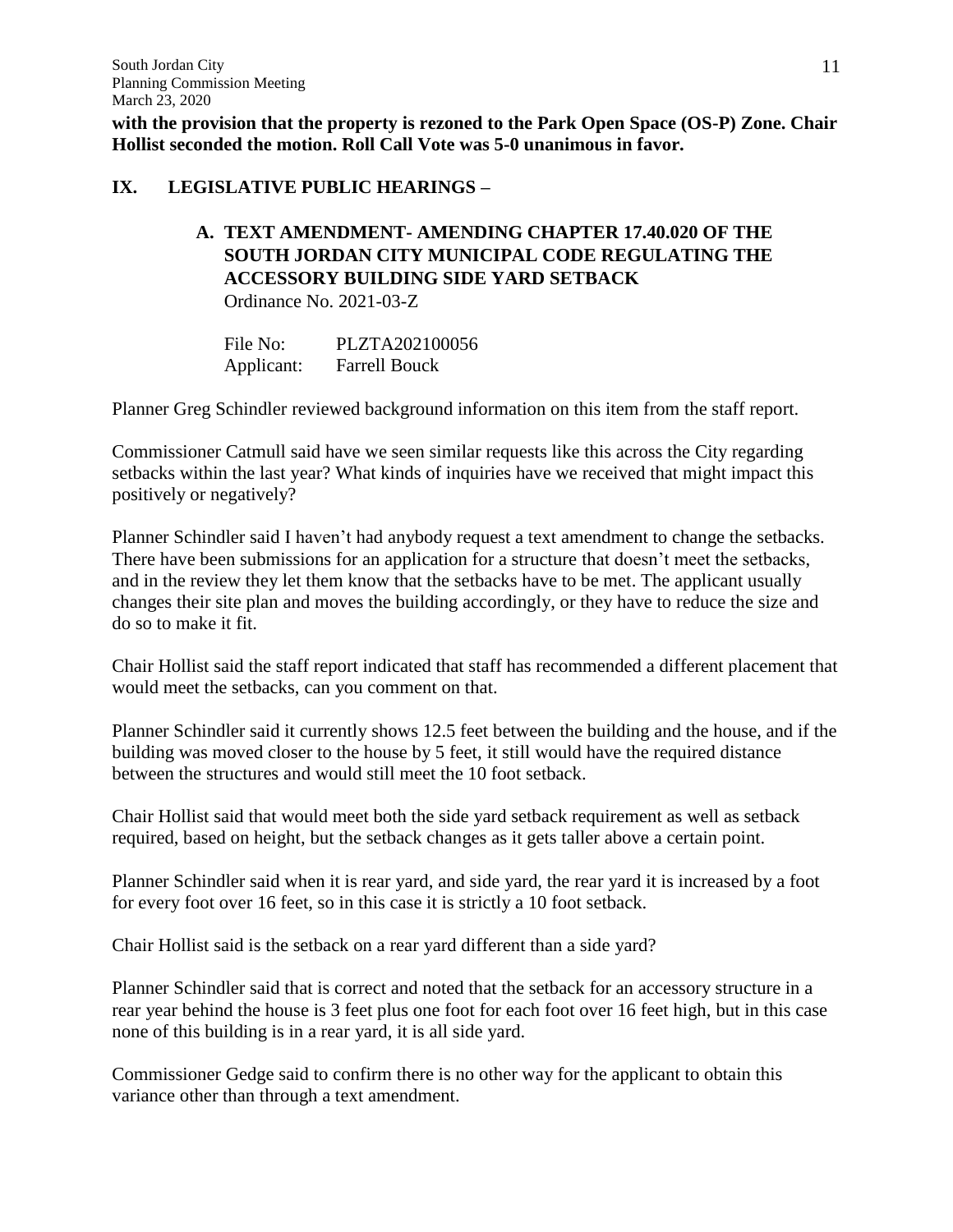**with the provision that the property is rezoned to the Park Open Space (OS-P) Zone. Chair Hollist seconded the motion. Roll Call Vote was 5-0 unanimous in favor.**

## IX. LEGISLATIVE PUBLIC HEARINGS –

### A. TEXT AMENDMENT- AMENDING CHAPTER 17.40.020 OF THE SOUTH JORDAN CITY MUNICIPAL CODE REGULATING THE ACCESSORY BUILDING SIDE YARD SETBACK

Ordinance No. 2021-03-Z

File No: PLZTA202100056
Applicant: Farrell Bouck

Planner Greg Schindler reviewed background information on this item from the staff report.

Commissioner Catmull said have we seen similar requests like this across the City regarding setbacks within the last year? What kinds of inquiries have we received that might impact this positively or negatively?

Planner Schindler said I haven't had anybody request a text amendment to change the setbacks. There have been submissions for an application for a structure that doesn't meet the setbacks, and in the review they let them know that the setbacks have to be met. The applicant usually changes their site plan and moves the building accordingly, or they have to reduce the size and do so to make it fit.

Chair Hollist said the staff report indicated that staff has recommended a different placement that would meet the setbacks, can you comment on that.

Planner Schindler said it currently shows 12.5 feet between the building and the house, and if the building was moved closer to the house by 5 feet, it still would have the required distance between the structures and would still meet the 10 foot setback.

Chair Hollist said that would meet both the side yard setback requirement as well as setback required, based on height, but the setback changes as it gets taller above a certain point.

Planner Schindler said when it is rear yard, and side yard, the rear yard it is increased by a foot for every foot over 16 feet, so in this case it is strictly a 10 foot setback.

Chair Hollist said is the setback on a rear yard different than a side yard?

Planner Schindler said that is correct and noted that the setback for an accessory structure in a rear year behind the house is 3 feet plus one foot for each foot over 16 feet high, but in this case none of this building is in a rear yard, it is all side yard.

Commissioner Gedge said to confirm there is no other way for the applicant to obtain this variance other than through a text amendment.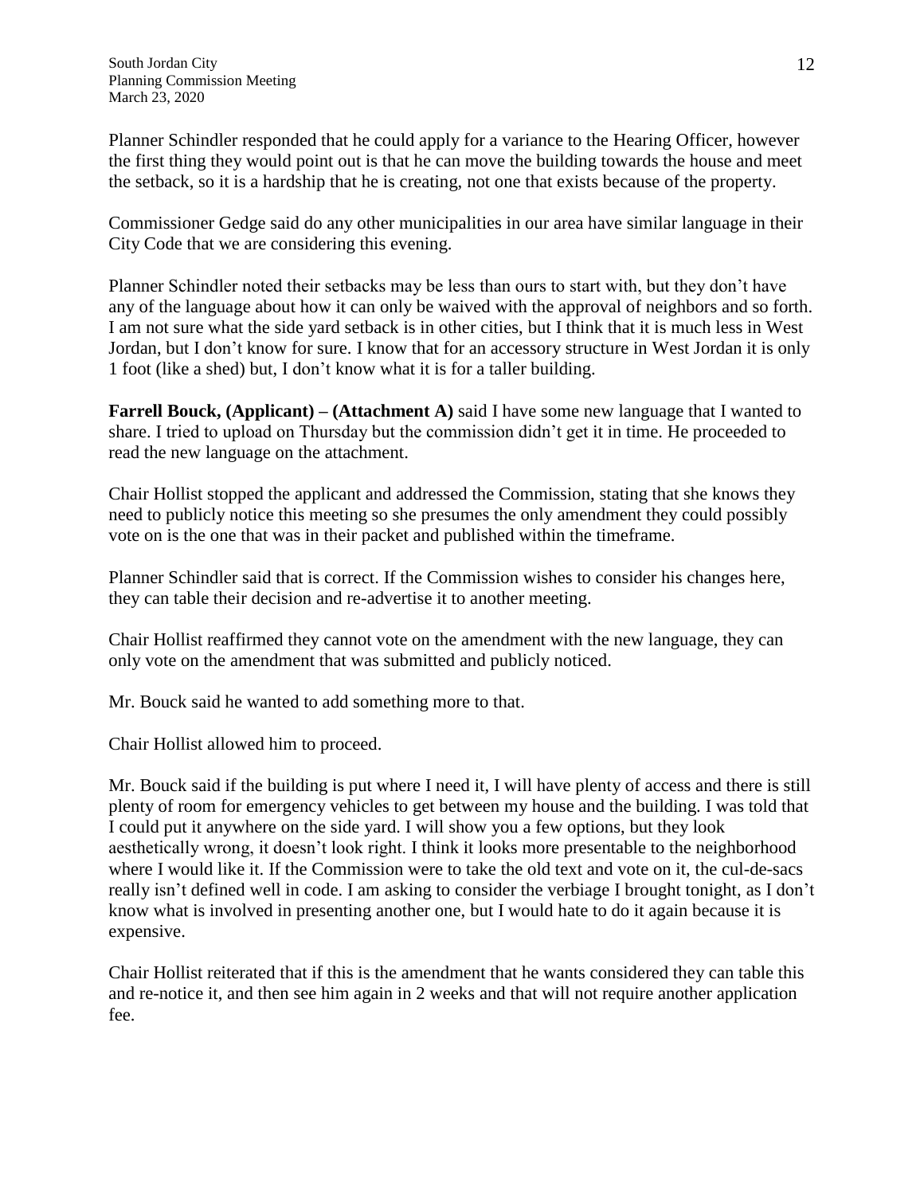Planner Schindler responded that he could apply for a variance to the Hearing Officer, however the first thing they would point out is that he can move the building towards the house and meet the setback, so it is a hardship that he is creating, not one that exists because of the property.

Commissioner Gedge said do any other municipalities in our area have similar language in their City Code that we are considering this evening.

Planner Schindler noted their setbacks may be less than ours to start with, but they don't have any of the language about how it can only be waived with the approval of neighbors and so forth. I am not sure what the side yard setback is in other cities, but I think that it is much less in West Jordan, but I don't know for sure. I know that for an accessory structure in West Jordan it is only 1 foot (like a shed) but, I don't know what it is for a taller building.

**Farrell Bouck, (Applicant) – (Attachment A)** said I have some new language that I wanted to share. I tried to upload on Thursday but the commission didn't get it in time. He proceeded to read the new language on the attachment.

Chair Hollist stopped the applicant and addressed the Commission, stating that she knows they need to publicly notice this meeting so she presumes the only amendment they could possibly vote on is the one that was in their packet and published within the timeframe.

Planner Schindler said that is correct. If the Commission wishes to consider his changes here, they can table their decision and re-advertise it to another meeting.

Chair Hollist reaffirmed they cannot vote on the amendment with the new language, they can only vote on the amendment that was submitted and publicly noticed.

Mr. Bouck said he wanted to add something more to that.

Chair Hollist allowed him to proceed.

Mr. Bouck said if the building is put where I need it, I will have plenty of access and there is still plenty of room for emergency vehicles to get between my house and the building. I was told that I could put it anywhere on the side yard. I will show you a few options, but they look aesthetically wrong, it doesn't look right. I think it looks more presentable to the neighborhood where I would like it. If the Commission were to take the old text and vote on it, the cul-de-sacs really isn't defined well in code. I am asking to consider the verbiage I brought tonight, as I don't know what is involved in presenting another one, but I would hate to do it again because it is expensive.

Chair Hollist reiterated that if this is the amendment that he wants considered they can table this and re-notice it, and then see him again in 2 weeks and that will not require another application fee.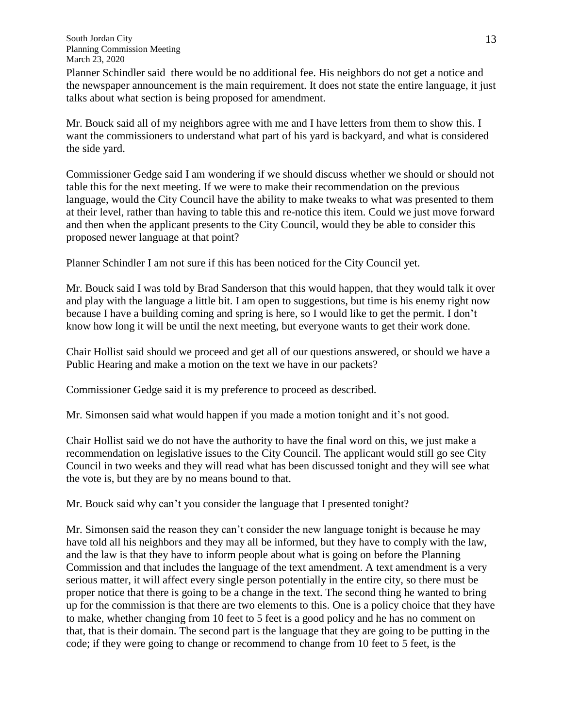Planner Schindler said  there would be no additional fee. His neighbors do not get a notice and the newspaper announcement is the main requirement. It does not state the entire language, it just talks about what section is being proposed for amendment.

Mr. Bouck said all of my neighbors agree with me and I have letters from them to show this. I want the commissioners to understand what part of his yard is backyard, and what is considered the side yard.

Commissioner Gedge said I am wondering if we should discuss whether we should or should not table this for the next meeting. If we were to make their recommendation on the previous language, would the City Council have the ability to make tweaks to what was presented to them at their level, rather than having to table this and re-notice this item. Could we just move forward and then when the applicant presents to the City Council, would they be able to consider this proposed newer language at that point?

Planner Schindler I am not sure if this has been noticed for the City Council yet.

Mr. Bouck said I was told by Brad Sanderson that this would happen, that they would talk it over and play with the language a little bit. I am open to suggestions, but time is his enemy right now because I have a building coming and spring is here, so I would like to get the permit. I don't know how long it will be until the next meeting, but everyone wants to get their work done.

Chair Hollist said should we proceed and get all of our questions answered, or should we have a Public Hearing and make a motion on the text we have in our packets?

Commissioner Gedge said it is my preference to proceed as described.

Mr. Simonsen said what would happen if you made a motion tonight and it's not good.

Chair Hollist said we do not have the authority to have the final word on this, we just make a recommendation on legislative issues to the City Council. The applicant would still go see City Council in two weeks and they will read what has been discussed tonight and they will see what the vote is, but they are by no means bound to that.

Mr. Bouck said why can't you consider the language that I presented tonight?

Mr. Simonsen said the reason they can't consider the new language tonight is because he may have told all his neighbors and they may all be informed, but they have to comply with the law, and the law is that they have to inform people about what is going on before the Planning Commission and that includes the language of the text amendment. A text amendment is a very serious matter, it will affect every single person potentially in the entire city, so there must be proper notice that there is going to be a change in the text. The second thing he wanted to bring up for the commission is that there are two elements to this. One is a policy choice that they have to make, whether changing from 10 feet to 5 feet is a good policy and he has no comment on that, that is their domain. The second part is the language that they are going to be putting in the code; if they were going to change or recommend to change from 10 feet to 5 feet, is the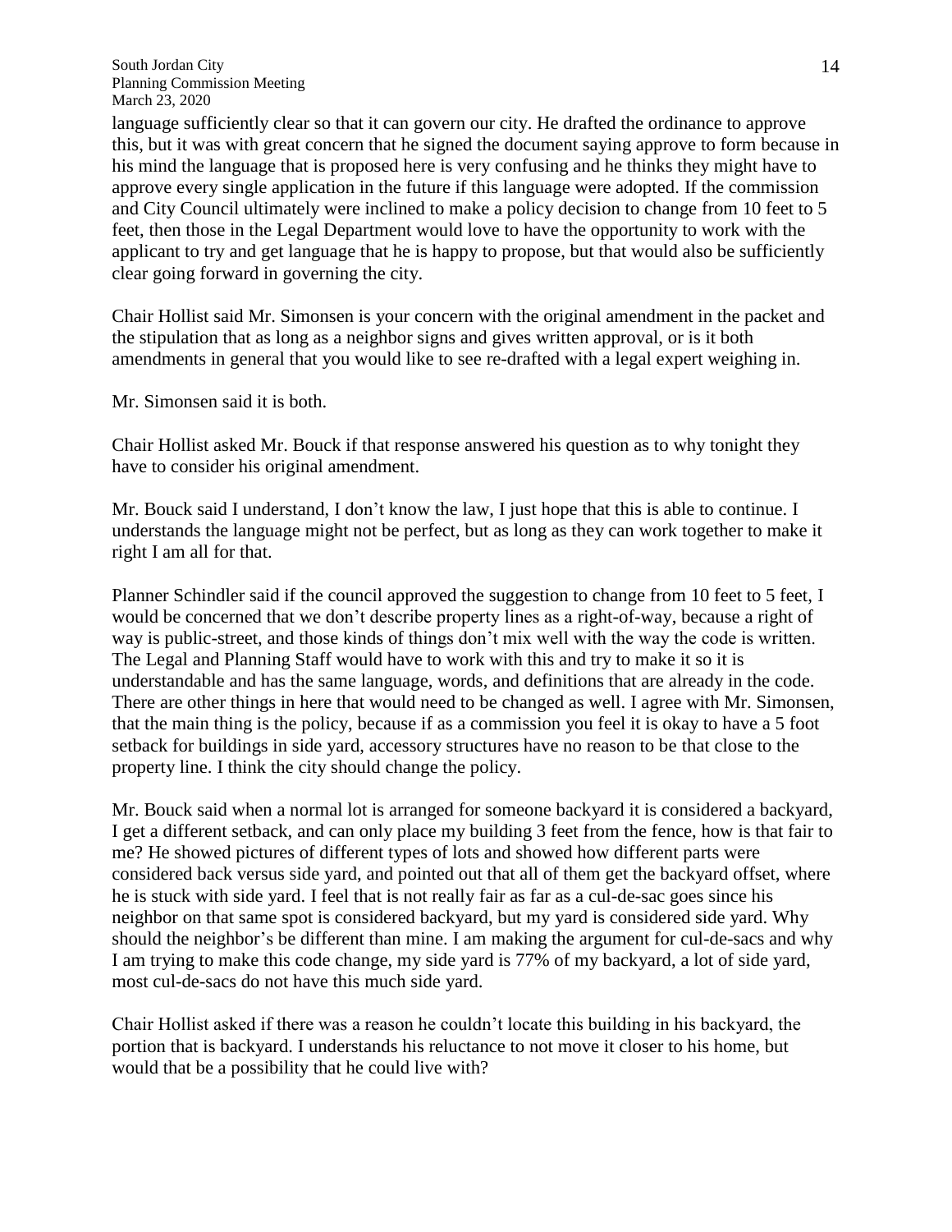language sufficiently clear so that it can govern our city. He drafted the ordinance to approve this, but it was with great concern that he signed the document saying approve to form because in his mind the language that is proposed here is very confusing and he thinks they might have to approve every single application in the future if this language were adopted. If the commission and City Council ultimately were inclined to make a policy decision to change from 10 feet to 5 feet, then those in the Legal Department would love to have the opportunity to work with the applicant to try and get language that he is happy to propose, but that would also be sufficiently clear going forward in governing the city.

Chair Hollist said Mr. Simonsen is your concern with the original amendment in the packet and the stipulation that as long as a neighbor signs and gives written approval, or is it both amendments in general that you would like to see re-drafted with a legal expert weighing in.

Mr. Simonsen said it is both.

Chair Hollist asked Mr. Bouck if that response answered his question as to why tonight they have to consider his original amendment.

Mr. Bouck said I understand, I don't know the law, I just hope that this is able to continue. I understands the language might not be perfect, but as long as they can work together to make it right I am all for that.

Planner Schindler said if the council approved the suggestion to change from 10 feet to 5 feet, I would be concerned that we don't describe property lines as a right-of-way, because a right of way is public-street, and those kinds of things don't mix well with the way the code is written. The Legal and Planning Staff would have to work with this and try to make it so it is understandable and has the same language, words, and definitions that are already in the code. There are other things in here that would need to be changed as well. I agree with Mr. Simonsen, that the main thing is the policy, because if as a commission you feel it is okay to have a 5 foot setback for buildings in side yard, accessory structures have no reason to be that close to the property line. I think the city should change the policy.

Mr. Bouck said when a normal lot is arranged for someone backyard it is considered a backyard, I get a different setback, and can only place my building 3 feet from the fence, how is that fair to me? He showed pictures of different types of lots and showed how different parts were considered back versus side yard, and pointed out that all of them get the backyard offset, where he is stuck with side yard. I feel that is not really fair as far as a cul-de-sac goes since his neighbor on that same spot is considered backyard, but my yard is considered side yard. Why should the neighbor's be different than mine. I am making the argument for cul-de-sacs and why I am trying to make this code change, my side yard is 77% of my backyard, a lot of side yard, most cul-de-sacs do not have this much side yard.

Chair Hollist asked if there was a reason he couldn't locate this building in his backyard, the portion that is backyard. I understands his reluctance to not move it closer to his home, but would that be a possibility that he could live with?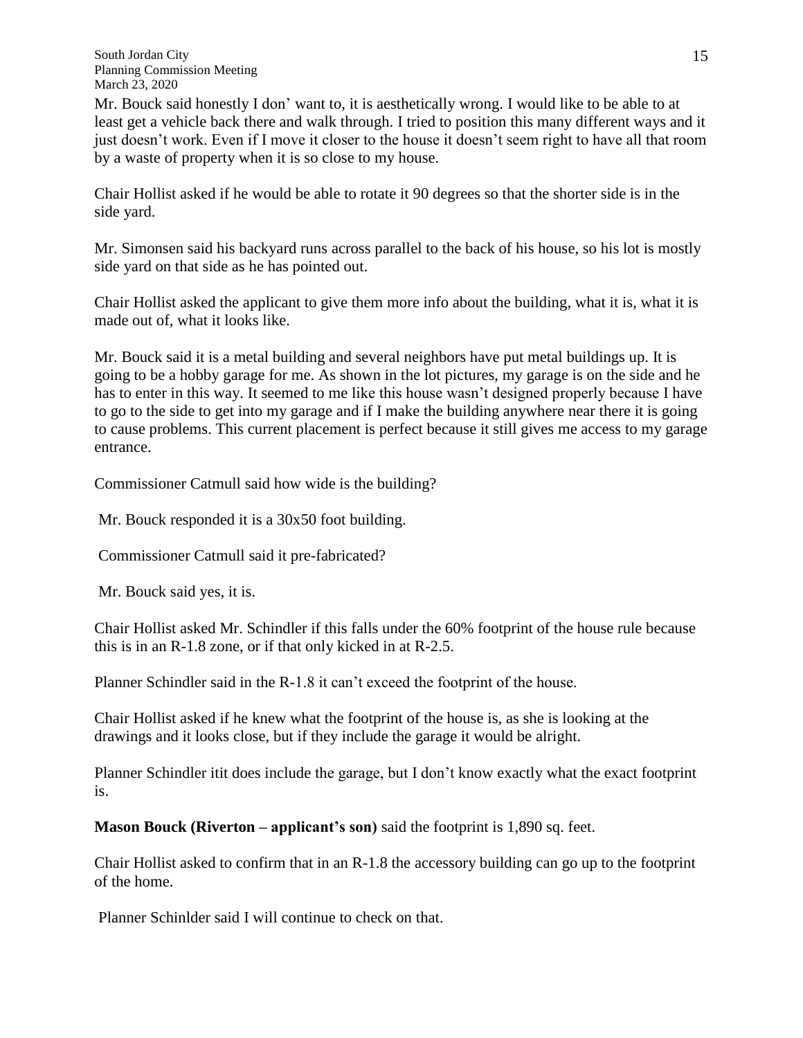Mr. Bouck said honestly I don' want to, it is aesthetically wrong. I would like to be able to at least get a vehicle back there and walk through. I tried to position this many different ways and it just doesn't work. Even if I move it closer to the house it doesn't seem right to have all that room by a waste of property when it is so close to my house.

Chair Hollist asked if he would be able to rotate it 90 degrees so that the shorter side is in the side yard.

Mr. Simonsen said his backyard runs across parallel to the back of his house, so his lot is mostly side yard on that side as he has pointed out.

Chair Hollist asked the applicant to give them more info about the building, what it is, what it is made out of, what it looks like.

Mr. Bouck said it is a metal building and several neighbors have put metal buildings up. It is going to be a hobby garage for me. As shown in the lot pictures, my garage is on the side and he has to enter in this way. It seemed to me like this house wasn't designed properly because I have to go to the side to get into my garage and if I make the building anywhere near there it is going to cause problems. This current placement is perfect because it still gives me access to my garage entrance.

Commissioner Catmull said how wide is the building?

Mr. Bouck responded it is a 30x50 foot building.

Commissioner Catmull said it pre-fabricated?

Mr. Bouck said yes, it is.

Chair Hollist asked Mr. Schindler if this falls under the 60% footprint of the house rule because this is in an R-1.8 zone, or if that only kicked in at R-2.5.

Planner Schindler said in the R-1.8 it can't exceed the footprint of the house.

Chair Hollist asked if he knew what the footprint of the house is, as she is looking at the drawings and it looks close, but if they include the garage it would be alright.

Planner Schindler itit does include the garage, but I don't know exactly what the exact footprint is.

**Mason Bouck (Riverton – applicant's son)** said the footprint is 1,890 sq. feet.

Chair Hollist asked to confirm that in an R-1.8 the accessory building can go up to the footprint of the home.

Planner Schinlder said I will continue to check on that.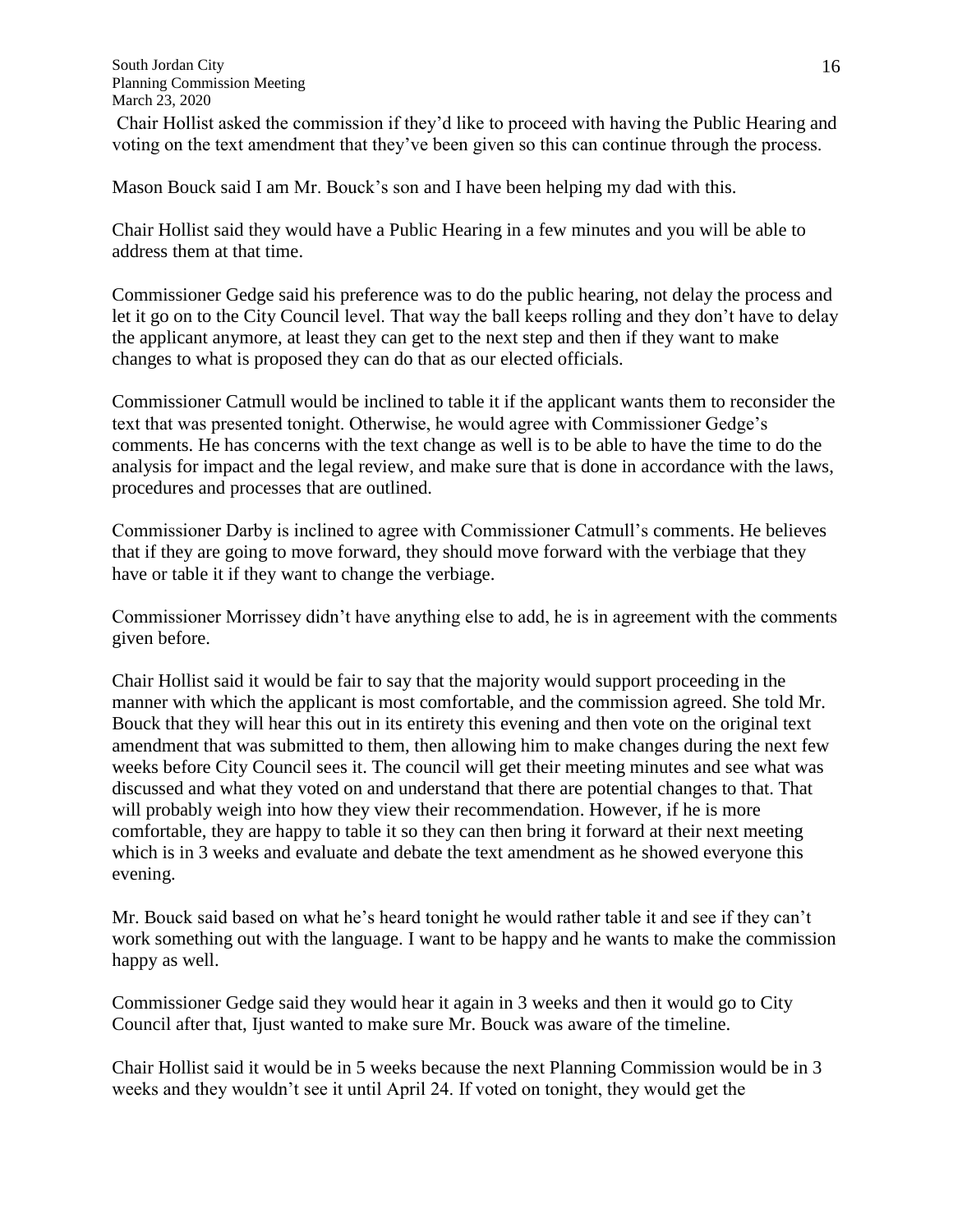Chair Hollist asked the commission if they'd like to proceed with having the Public Hearing and voting on the text amendment that they've been given so this can continue through the process.

Mason Bouck said I am Mr. Bouck's son and I have been helping my dad with this.

Chair Hollist said they would have a Public Hearing in a few minutes and you will be able to address them at that time.

Commissioner Gedge said his preference was to do the public hearing, not delay the process and let it go on to the City Council level. That way the ball keeps rolling and they don't have to delay the applicant anymore, at least they can get to the next step and then if they want to make changes to what is proposed they can do that as our elected officials.

Commissioner Catmull would be inclined to table it if the applicant wants them to reconsider the text that was presented tonight. Otherwise, he would agree with Commissioner Gedge's comments. He has concerns with the text change as well is to be able to have the time to do the analysis for impact and the legal review, and make sure that is done in accordance with the laws, procedures and processes that are outlined.

Commissioner Darby is inclined to agree with Commissioner Catmull's comments. He believes that if they are going to move forward, they should move forward with the verbiage that they have or table it if they want to change the verbiage.

Commissioner Morrissey didn't have anything else to add, he is in agreement with the comments given before.

Chair Hollist said it would be fair to say that the majority would support proceeding in the manner with which the applicant is most comfortable, and the commission agreed. She told Mr. Bouck that they will hear this out in its entirety this evening and then vote on the original text amendment that was submitted to them, then allowing him to make changes during the next few weeks before City Council sees it. The council will get their meeting minutes and see what was discussed and what they voted on and understand that there are potential changes to that. That will probably weigh into how they view their recommendation. However, if he is more comfortable, they are happy to table it so they can then bring it forward at their next meeting which is in 3 weeks and evaluate and debate the text amendment as he showed everyone this evening.

Mr. Bouck said based on what he's heard tonight he would rather table it and see if they can't work something out with the language. I want to be happy and he wants to make the commission happy as well.

Commissioner Gedge said they would hear it again in 3 weeks and then it would go to City Council after that, Ijust wanted to make sure Mr. Bouck was aware of the timeline.

Chair Hollist said it would be in 5 weeks because the next Planning Commission would be in 3 weeks and they wouldn't see it until April 24. If voted on tonight, they would get the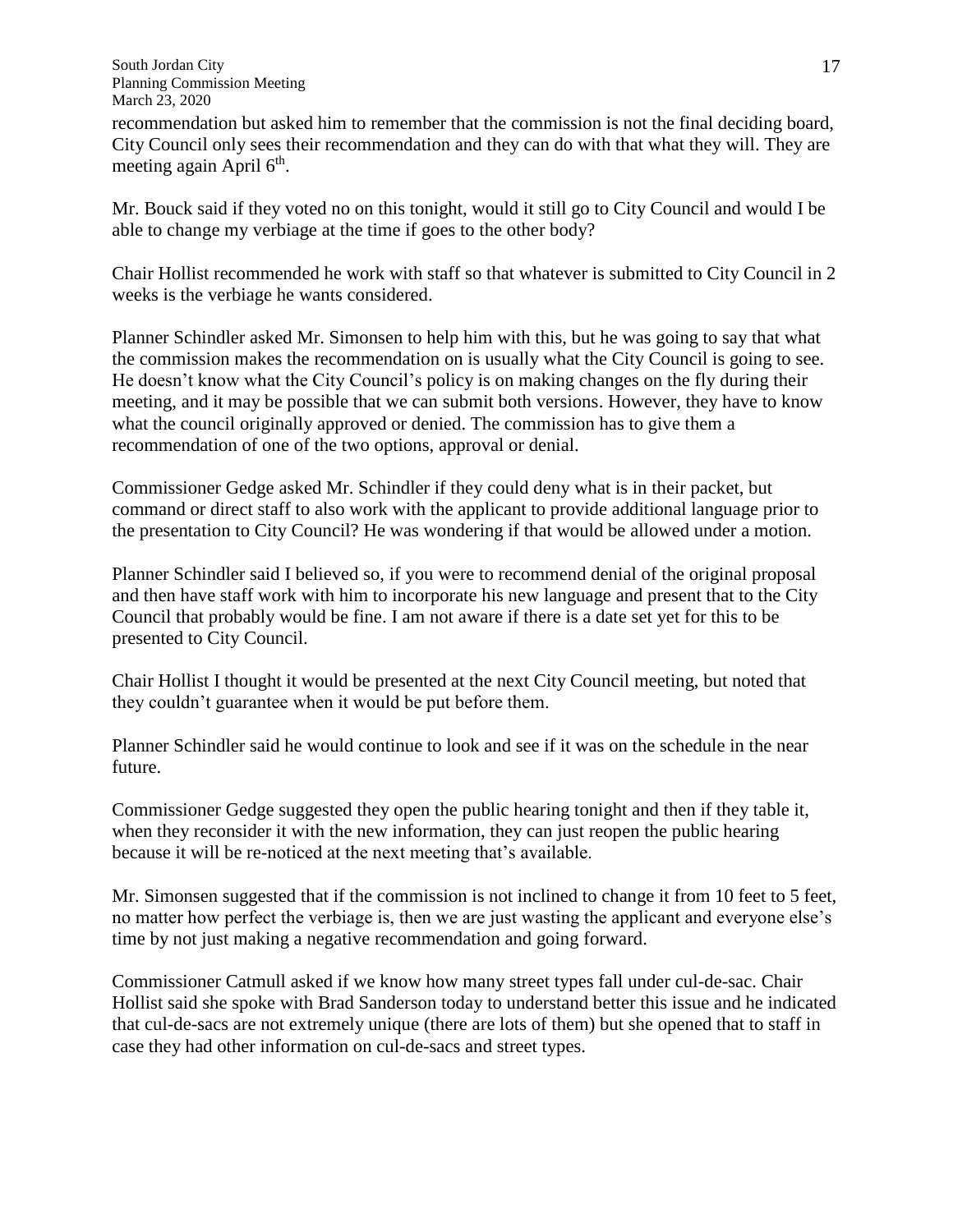recommendation but asked him to remember that the commission is not the final deciding board, City Council only sees their recommendation and they can do with that what they will. They are meeting again April 6th.

Mr. Bouck said if they voted no on this tonight, would it still go to City Council and would I be able to change my verbiage at the time if goes to the other body?

Chair Hollist recommended he work with staff so that whatever is submitted to City Council in 2 weeks is the verbiage he wants considered.

Planner Schindler asked Mr. Simonsen to help him with this, but he was going to say that what the commission makes the recommendation on is usually what the City Council is going to see. He doesn't know what the City Council's policy is on making changes on the fly during their meeting, and it may be possible that we can submit both versions. However, they have to know what the council originally approved or denied. The commission has to give them a recommendation of one of the two options, approval or denial.

Commissioner Gedge asked Mr. Schindler if they could deny what is in their packet, but command or direct staff to also work with the applicant to provide additional language prior to the presentation to City Council? He was wondering if that would be allowed under a motion.

Planner Schindler said I believed so, if you were to recommend denial of the original proposal and then have staff work with him to incorporate his new language and present that to the City Council that probably would be fine. I am not aware if there is a date set yet for this to be presented to City Council.

Chair Hollist I thought it would be presented at the next City Council meeting, but noted that they couldn't guarantee when it would be put before them.

Planner Schindler said he would continue to look and see if it was on the schedule in the near future.

Commissioner Gedge suggested they open the public hearing tonight and then if they table it, when they reconsider it with the new information, they can just reopen the public hearing because it will be re-noticed at the next meeting that's available.

Mr. Simonsen suggested that if the commission is not inclined to change it from 10 feet to 5 feet, no matter how perfect the verbiage is, then we are just wasting the applicant and everyone else's time by not just making a negative recommendation and going forward.

Commissioner Catmull asked if we know how many street types fall under cul-de-sac. Chair Hollist said she spoke with Brad Sanderson today to understand better this issue and he indicated that cul-de-sacs are not extremely unique (there are lots of them) but she opened that to staff in case they had other information on cul-de-sacs and street types.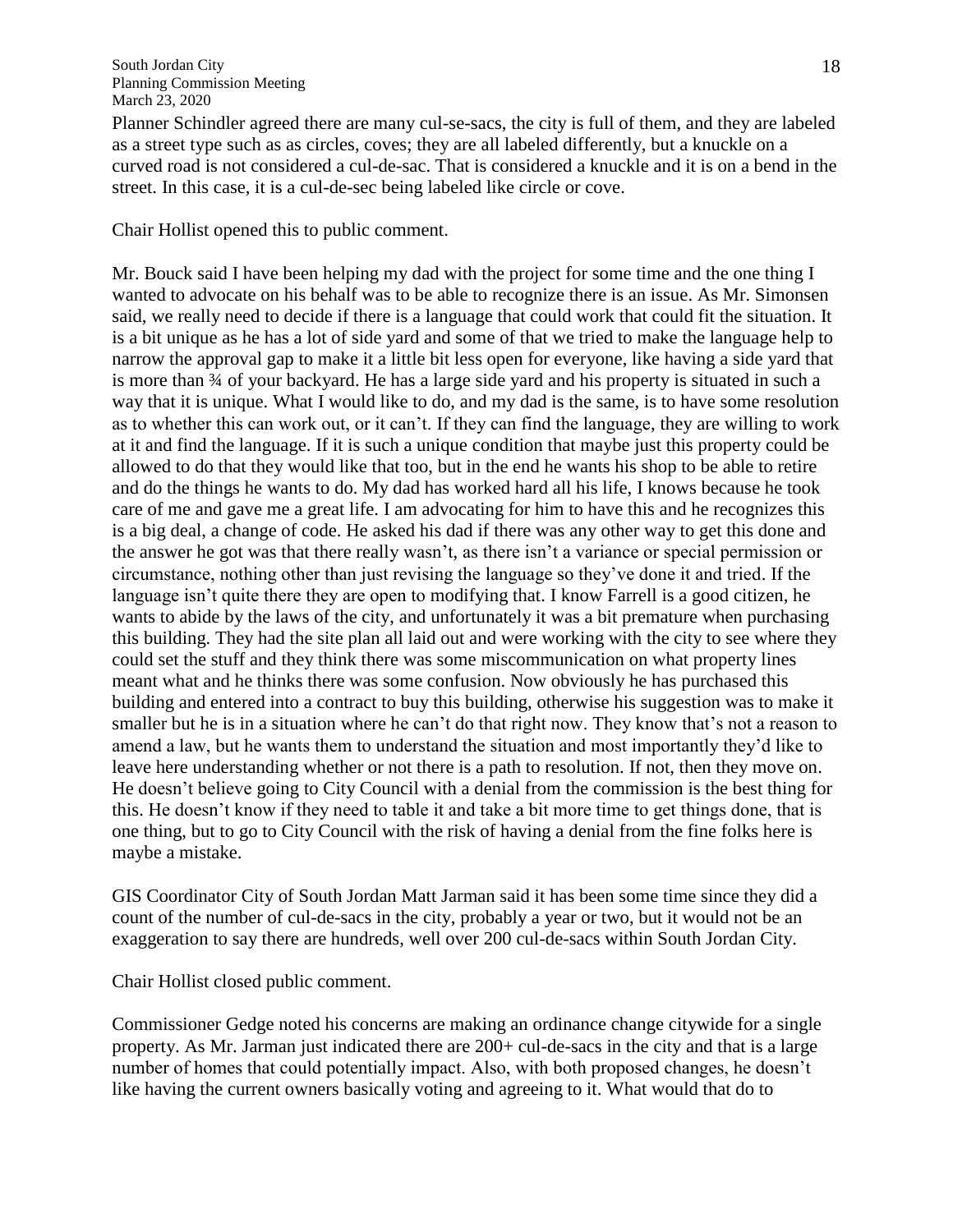Planner Schindler agreed there are many cul-se-sacs, the city is full of them, and they are labeled as a street type such as as circles, coves; they are all labeled differently, but a knuckle on a curved road is not considered a cul-de-sac. That is considered a knuckle and it is on a bend in the street. In this case, it is a cul-de-sec being labeled like circle or cove.

Chair Hollist opened this to public comment.

Mr. Bouck said I have been helping my dad with the project for some time and the one thing I wanted to advocate on his behalf was to be able to recognize there is an issue. As Mr. Simonsen said, we really need to decide if there is a language that could work that could fit the situation. It is a bit unique as he has a lot of side yard and some of that we tried to make the language help to narrow the approval gap to make it a little bit less open for everyone, like having a side yard that is more than ¾ of your backyard. He has a large side yard and his property is situated in such a way that it is unique. What I would like to do, and my dad is the same, is to have some resolution as to whether this can work out, or it can't. If they can find the language, they are willing to work at it and find the language. If it is such a unique condition that maybe just this property could be allowed to do that they would like that too, but in the end he wants his shop to be able to retire and do the things he wants to do. My dad has worked hard all his life, I knows because he took care of me and gave me a great life. I am advocating for him to have this and he recognizes this is a big deal, a change of code. He asked his dad if there was any other way to get this done and the answer he got was that there really wasn't, as there isn't a variance or special permission or circumstance, nothing other than just revising the language so they've done it and tried. If the language isn't quite there they are open to modifying that. I know Farrell is a good citizen, he wants to abide by the laws of the city, and unfortunately it was a bit premature when purchasing this building. They had the site plan all laid out and were working with the city to see where they could set the stuff and they think there was some miscommunication on what property lines meant what and he thinks there was some confusion. Now obviously he has purchased this building and entered into a contract to buy this building, otherwise his suggestion was to make it smaller but he is in a situation where he can't do that right now. They know that's not a reason to amend a law, but he wants them to understand the situation and most importantly they'd like to leave here understanding whether or not there is a path to resolution. If not, then they move on. He doesn't believe going to City Council with a denial from the commission is the best thing for this. He doesn't know if they need to table it and take a bit more time to get things done, that is one thing, but to go to City Council with the risk of having a denial from the fine folks here is maybe a mistake.

GIS Coordinator City of South Jordan Matt Jarman said it has been some time since they did a count of the number of cul-de-sacs in the city, probably a year or two, but it would not be an exaggeration to say there are hundreds, well over 200 cul-de-sacs within South Jordan City.

Chair Hollist closed public comment.

Commissioner Gedge noted his concerns are making an ordinance change citywide for a single property. As Mr. Jarman just indicated there are 200+ cul-de-sacs in the city and that is a large number of homes that could potentially impact. Also, with both proposed changes, he doesn't like having the current owners basically voting and agreeing to it. What would that do to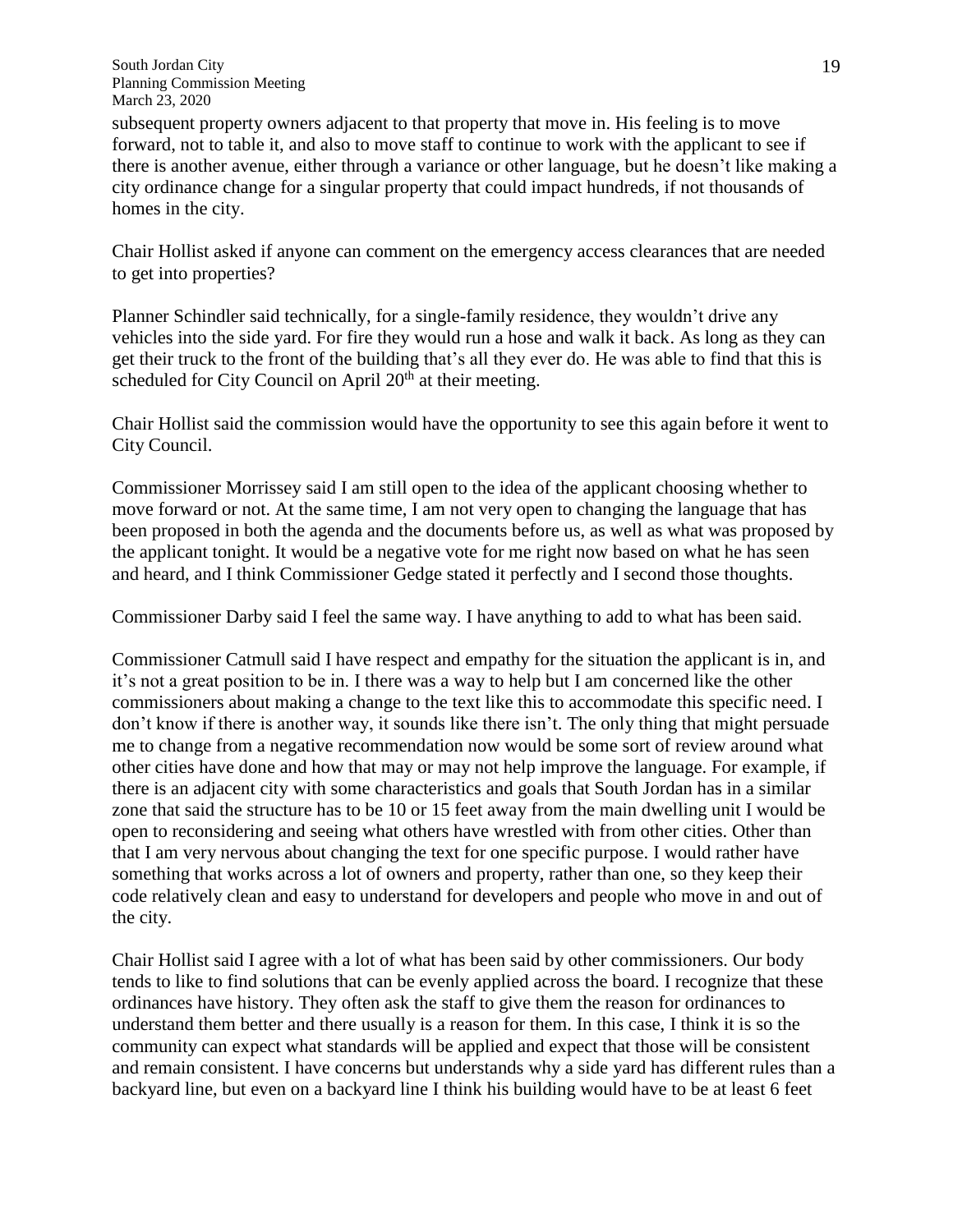subsequent property owners adjacent to that property that move in. His feeling is to move forward, not to table it, and also to move staff to continue to work with the applicant to see if there is another avenue, either through a variance or other language, but he doesn't like making a city ordinance change for a singular property that could impact hundreds, if not thousands of homes in the city.

Chair Hollist asked if anyone can comment on the emergency access clearances that are needed to get into properties?

Planner Schindler said technically, for a single-family residence, they wouldn't drive any vehicles into the side yard. For fire they would run a hose and walk it back. As long as they can get their truck to the front of the building that's all they ever do. He was able to find that this is scheduled for City Council on April 20th at their meeting.

Chair Hollist said the commission would have the opportunity to see this again before it went to City Council.

Commissioner Morrissey said I am still open to the idea of the applicant choosing whether to move forward or not. At the same time, I am not very open to changing the language that has been proposed in both the agenda and the documents before us, as well as what was proposed by the applicant tonight. It would be a negative vote for me right now based on what he has seen and heard, and I think Commissioner Gedge stated it perfectly and I second those thoughts.

Commissioner Darby said I feel the same way. I have anything to add to what has been said.

Commissioner Catmull said I have respect and empathy for the situation the applicant is in, and it's not a great position to be in. I there was a way to help but I am concerned like the other commissioners about making a change to the text like this to accommodate this specific need. I don't know if there is another way, it sounds like there isn't. The only thing that might persuade me to change from a negative recommendation now would be some sort of review around what other cities have done and how that may or may not help improve the language. For example, if there is an adjacent city with some characteristics and goals that South Jordan has in a similar zone that said the structure has to be 10 or 15 feet away from the main dwelling unit I would be open to reconsidering and seeing what others have wrestled with from other cities. Other than that I am very nervous about changing the text for one specific purpose. I would rather have something that works across a lot of owners and property, rather than one, so they keep their code relatively clean and easy to understand for developers and people who move in and out of the city.

Chair Hollist said I agree with a lot of what has been said by other commissioners. Our body tends to like to find solutions that can be evenly applied across the board. I recognize that these ordinances have history. They often ask the staff to give them the reason for ordinances to understand them better and there usually is a reason for them. In this case, I think it is so the community can expect what standards will be applied and expect that those will be consistent and remain consistent. I have concerns but understands why a side yard has different rules than a backyard line, but even on a backyard line I think his building would have to be at least 6 feet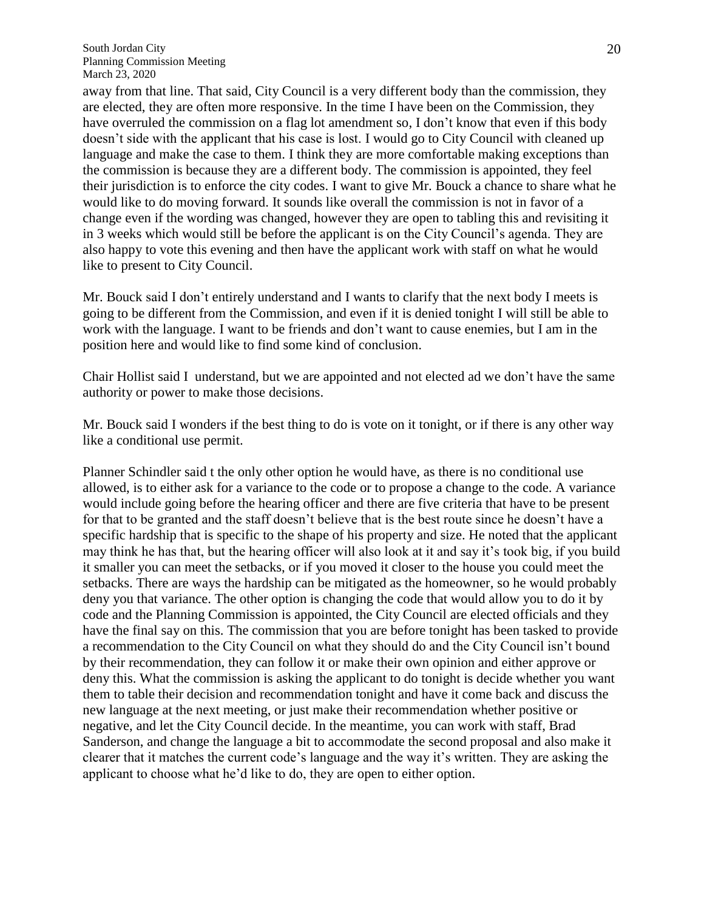away from that line. That said, City Council is a very different body than the commission, they are elected, they are often more responsive. In the time I have been on the Commission, they have overruled the commission on a flag lot amendment so, I don't know that even if this body doesn't side with the applicant that his case is lost. I would go to City Council with cleaned up language and make the case to them. I think they are more comfortable making exceptions than the commission is because they are a different body. The commission is appointed, they feel their jurisdiction is to enforce the city codes. I want to give Mr. Bouck a chance to share what he would like to do moving forward. It sounds like overall the commission is not in favor of a change even if the wording was changed, however they are open to tabling this and revisiting it in 3 weeks which would still be before the applicant is on the City Council's agenda. They are also happy to vote this evening and then have the applicant work with staff on what he would like to present to City Council.

Mr. Bouck said I don't entirely understand and I wants to clarify that the next body I meets is going to be different from the Commission, and even if it is denied tonight I will still be able to work with the language. I want to be friends and don't want to cause enemies, but I am in the position here and would like to find some kind of conclusion.

Chair Hollist said I  understand, but we are appointed and not elected ad we don't have the same authority or power to make those decisions.

Mr. Bouck said I wonders if the best thing to do is vote on it tonight, or if there is any other way like a conditional use permit.

Planner Schindler said t the only other option he would have, as there is no conditional use allowed, is to either ask for a variance to the code or to propose a change to the code. A variance would include going before the hearing officer and there are five criteria that have to be present for that to be granted and the staff doesn't believe that is the best route since he doesn't have a specific hardship that is specific to the shape of his property and size. He noted that the applicant may think he has that, but the hearing officer will also look at it and say it's took big, if you build it smaller you can meet the setbacks, or if you moved it closer to the house you could meet the setbacks. There are ways the hardship can be mitigated as the homeowner, so he would probably deny you that variance. The other option is changing the code that would allow you to do it by code and the Planning Commission is appointed, the City Council are elected officials and they have the final say on this. The commission that you are before tonight has been tasked to provide a recommendation to the City Council on what they should do and the City Council isn't bound by their recommendation, they can follow it or make their own opinion and either approve or deny this. What the commission is asking the applicant to do tonight is decide whether you want them to table their decision and recommendation tonight and have it come back and discuss the new language at the next meeting, or just make their recommendation whether positive or negative, and let the City Council decide. In the meantime, you can work with staff, Brad Sanderson, and change the language a bit to accommodate the second proposal and also make it clearer that it matches the current code's language and the way it's written. They are asking the applicant to choose what he'd like to do, they are open to either option.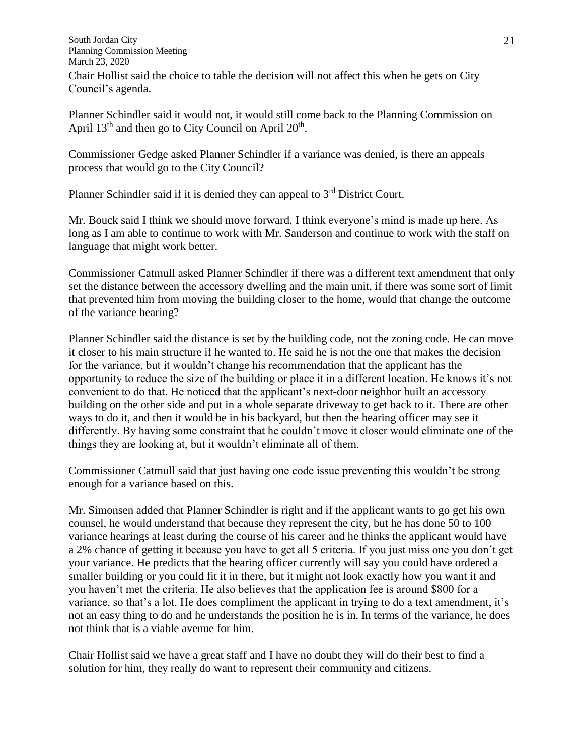Chair Hollist said the choice to table the decision will not affect this when he gets on City Council's agenda.

Planner Schindler said it would not, it would still come back to the Planning Commission on April 13th and then go to City Council on April 20th.

Commissioner Gedge asked Planner Schindler if a variance was denied, is there an appeals process that would go to the City Council?

Planner Schindler said if it is denied they can appeal to 3rd District Court.

Mr. Bouck said I think we should move forward. I think everyone's mind is made up here. As long as I am able to continue to work with Mr. Sanderson and continue to work with the staff on language that might work better.

Commissioner Catmull asked Planner Schindler if there was a different text amendment that only set the distance between the accessory dwelling and the main unit, if there was some sort of limit that prevented him from moving the building closer to the home, would that change the outcome of the variance hearing?

Planner Schindler said the distance is set by the building code, not the zoning code. He can move it closer to his main structure if he wanted to. He said he is not the one that makes the decision for the variance, but it wouldn't change his recommendation that the applicant has the opportunity to reduce the size of the building or place it in a different location. He knows it's not convenient to do that. He noticed that the applicant's next-door neighbor built an accessory building on the other side and put in a whole separate driveway to get back to it. There are other ways to do it, and then it would be in his backyard, but then the hearing officer may see it differently. By having some constraint that he couldn't move it closer would eliminate one of the things they are looking at, but it wouldn't eliminate all of them.

Commissioner Catmull said that just having one code issue preventing this wouldn't be strong enough for a variance based on this.

Mr. Simonsen added that Planner Schindler is right and if the applicant wants to go get his own counsel, he would understand that because they represent the city, but he has done 50 to 100 variance hearings at least during the course of his career and he thinks the applicant would have a 2% chance of getting it because you have to get all 5 criteria. If you just miss one you don't get your variance. He predicts that the hearing officer currently will say you could have ordered a smaller building or you could fit it in there, but it might not look exactly how you want it and you haven't met the criteria. He also believes that the application fee is around $800 for a variance, so that's a lot. He does compliment the applicant in trying to do a text amendment, it's not an easy thing to do and he understands the position he is in. In terms of the variance, he does not think that is a viable avenue for him.

Chair Hollist said we have a great staff and I have no doubt they will do their best to find a solution for him, they really do want to represent their community and citizens.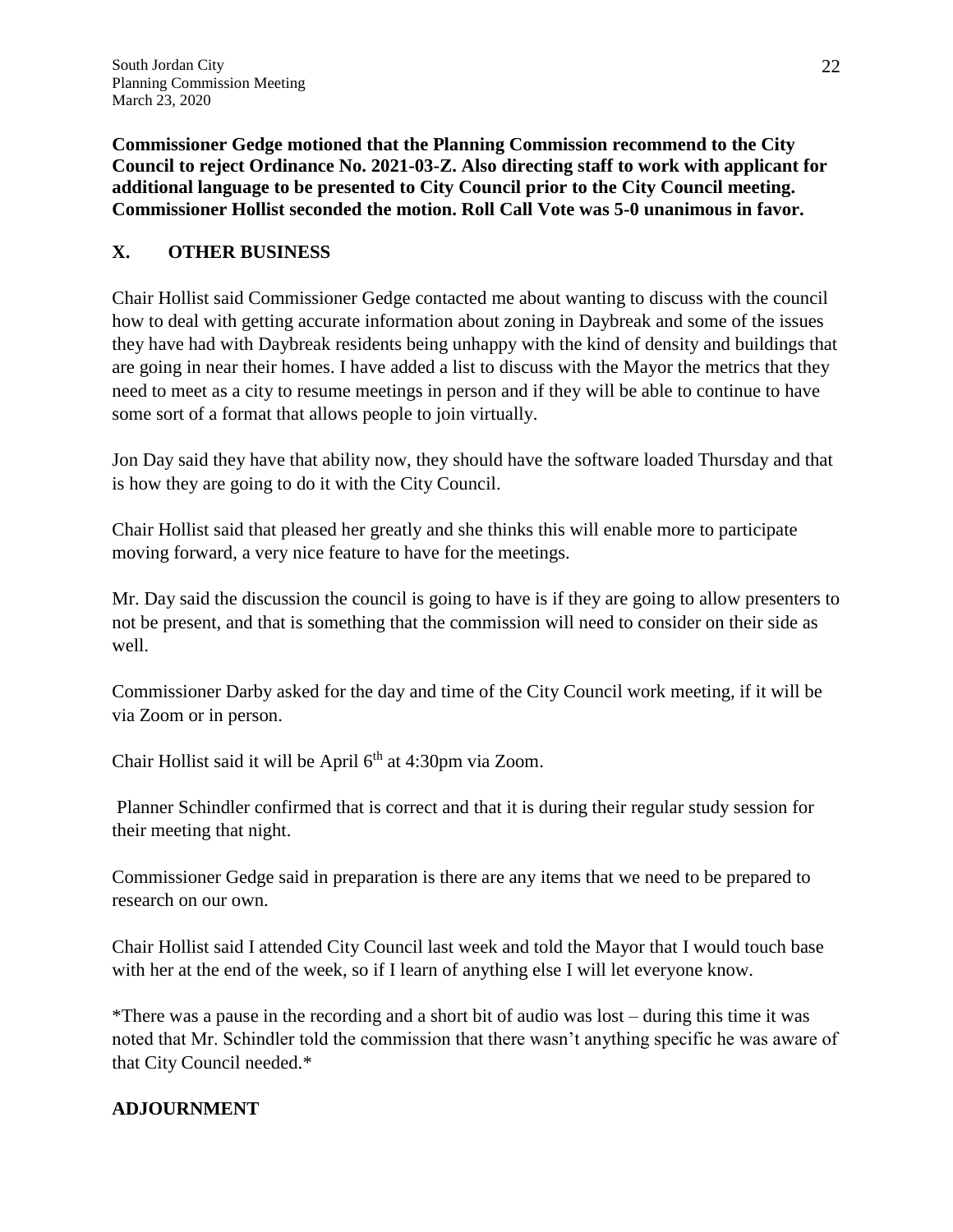**Commissioner Gedge motioned that the Planning Commission recommend to the City Council to reject Ordinance No. 2021-03-Z. Also directing staff to work with applicant for additional language to be presented to City Council prior to the City Council meeting. Commissioner Hollist seconded the motion. Roll Call Vote was 5-0 unanimous in favor.**

## X. OTHER BUSINESS

Chair Hollist said Commissioner Gedge contacted me about wanting to discuss with the council how to deal with getting accurate information about zoning in Daybreak and some of the issues they have had with Daybreak residents being unhappy with the kind of density and buildings that are going in near their homes. I have added a list to discuss with the Mayor the metrics that they need to meet as a city to resume meetings in person and if they will be able to continue to have some sort of a format that allows people to join virtually.

Jon Day said they have that ability now, they should have the software loaded Thursday and that is how they are going to do it with the City Council.

Chair Hollist said that pleased her greatly and she thinks this will enable more to participate moving forward, a very nice feature to have for the meetings.

Mr. Day said the discussion the council is going to have is if they are going to allow presenters to not be present, and that is something that the commission will need to consider on their side as well.

Commissioner Darby asked for the day and time of the City Council work meeting, if it will be via Zoom or in person.

Chair Hollist said it will be April 6th at 4:30pm via Zoom.

Planner Schindler confirmed that is correct and that it is during their regular study session for their meeting that night.

Commissioner Gedge said in preparation is there are any items that we need to be prepared to research on our own.

Chair Hollist said I attended City Council last week and told the Mayor that I would touch base with her at the end of the week, so if I learn of anything else I will let everyone know.

*There was a pause in the recording and a short bit of audio was lost – during this time it was noted that Mr. Schindler told the commission that there wasn't anything specific he was aware of that City Council needed.*

## ADJOURNMENT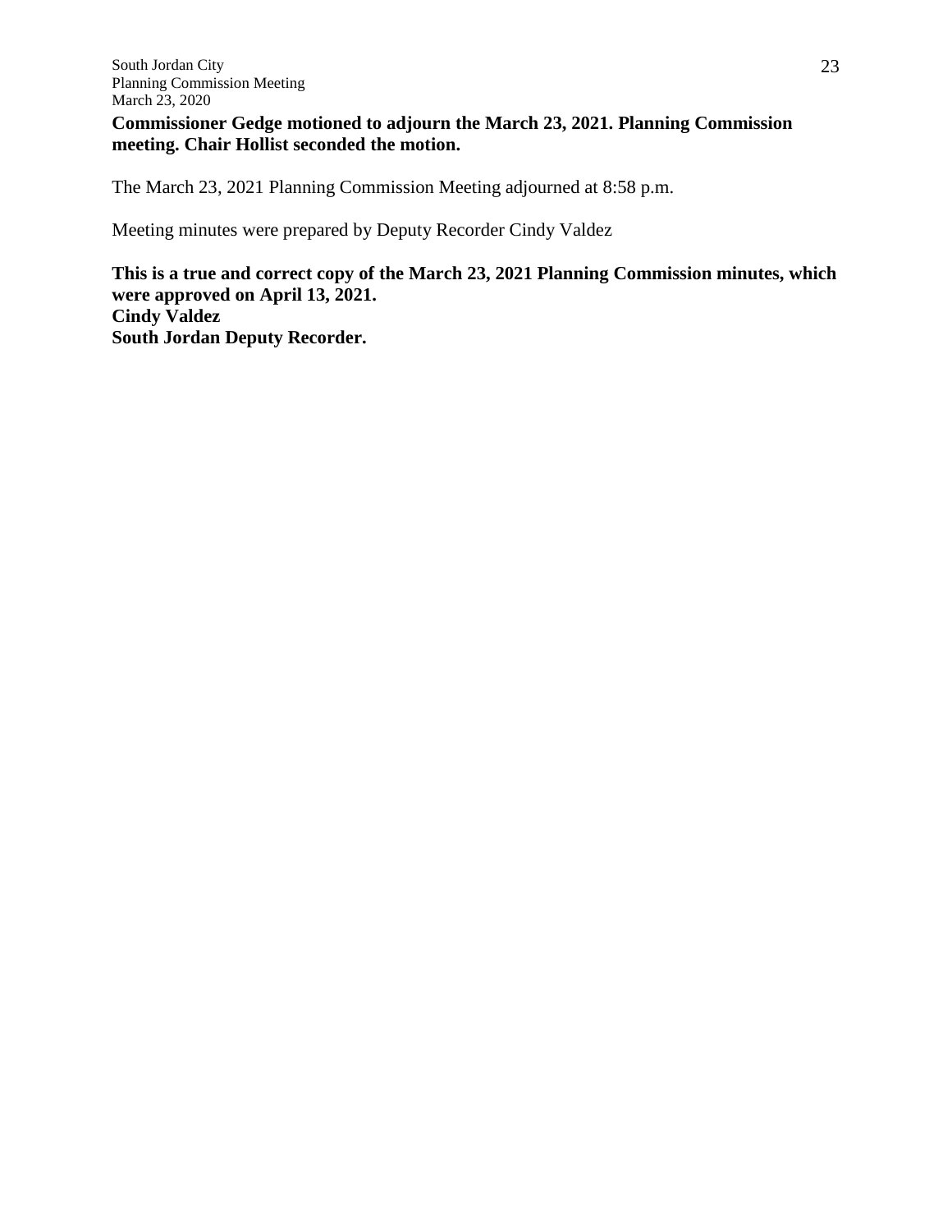**Commissioner Gedge motioned to adjourn the March 23, 2021. Planning Commission meeting. Chair Hollist seconded the motion.**

The March 23, 2021 Planning Commission Meeting adjourned at 8:58 p.m.

Meeting minutes were prepared by Deputy Recorder Cindy Valdez

**This is a true and correct copy of the March 23, 2021 Planning Commission minutes, which were approved on April 13, 2021.**
**Cindy Valdez**
**South Jordan Deputy Recorder.**